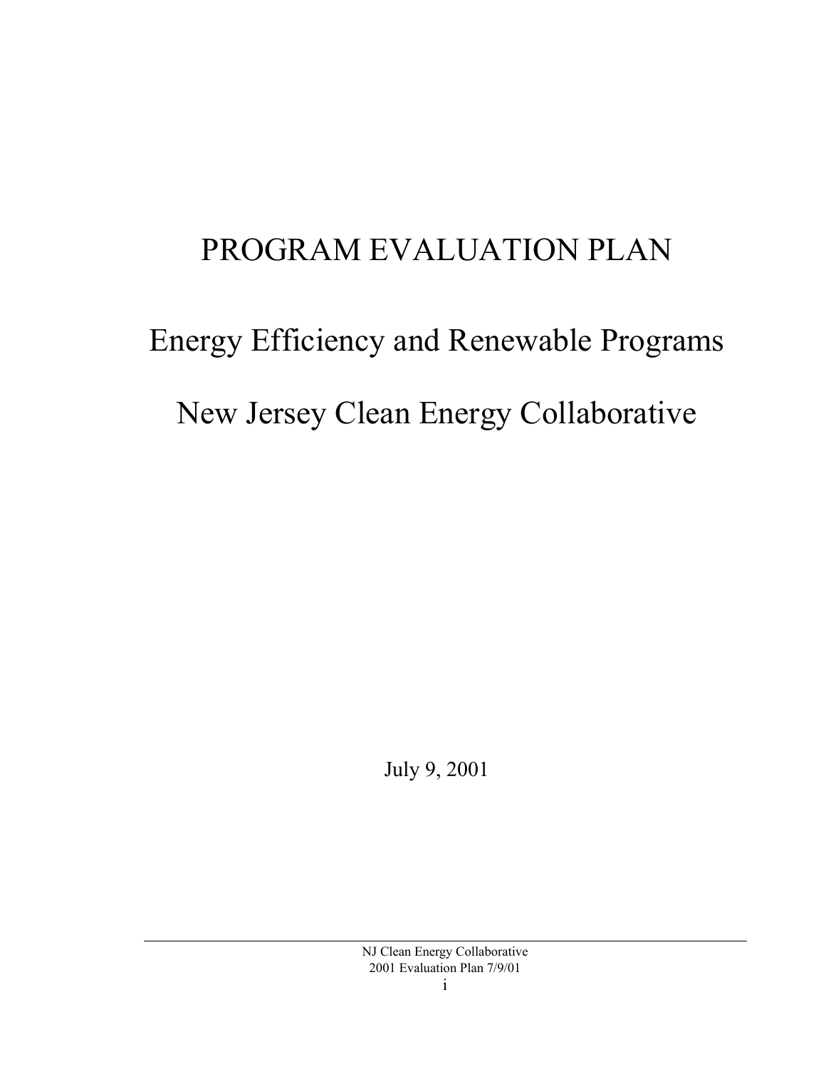# PROGRAM EVALUATION PLAN

## Energy Efficiency and Renewable Programs

## New Jersey Clean Energy Collaborative

July 9, 2001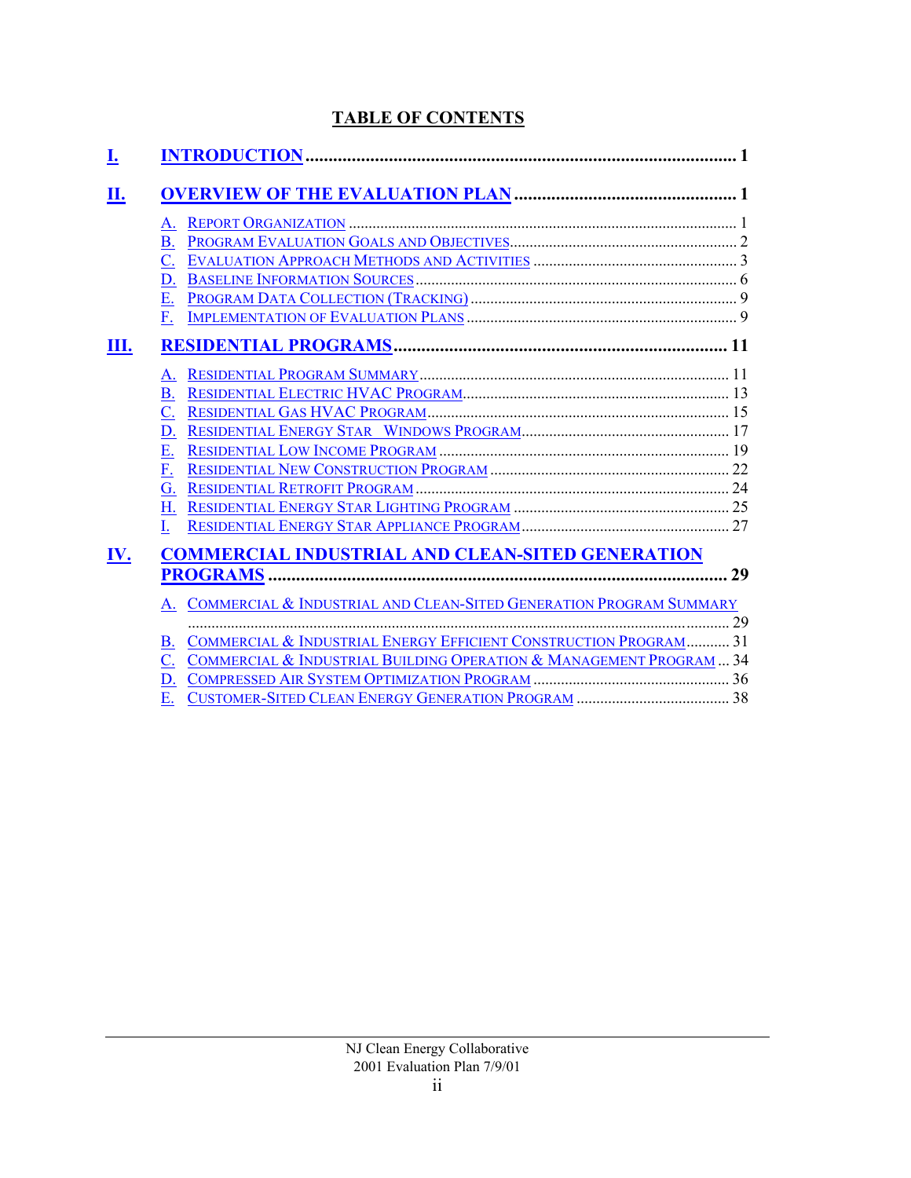# TABLE OF CONTENTS

**I. INTRODUCTION** ............................................................ **1**

**II. OVERVIEW OF THE EVALUATION PLAN** ............................................................ **1**

- A. REPORT ORGANIZATION ............................................................ 1
- B. PROGRAM EVALUATION GOALS AND OBJECTIVES ............................................................ 2
- C. EVALUATION APPROACH METHODS AND ACTIVITIES ............................................................ 3
- D. BASELINE INFORMATION SOURCES ............................................................ 6
- E. PROGRAM DATA COLLECTION (TRACKING) ............................................................ 9
- F. IMPLEMENTATION OF EVALUATION PLANS ............................................................ 9

**III. RESIDENTIAL PROGRAMS** ............................................................ **11**

- A. RESIDENTIAL PROGRAM SUMMARY ............................................................ 11
- B. RESIDENTIAL ELECTRIC HVAC PROGRAM ............................................................ 13
- C. RESIDENTIAL GAS HVAC PROGRAM ............................................................ 15
- D. RESIDENTIAL ENERGY STAR WINDOWS PROGRAM ............................................................ 17
- E. RESIDENTIAL LOW INCOME PROGRAM ............................................................ 19
- F. RESIDENTIAL NEW CONSTRUCTION PROGRAM ............................................................ 22
- G. RESIDENTIAL RETROFIT PROGRAM ............................................................ 24
- H. RESIDENTIAL ENERGY STAR LIGHTING PROGRAM ............................................................ 25
- I. RESIDENTIAL ENERGY STAR APPLIANCE PROGRAM ............................................................ 27

**IV. COMMERCIAL INDUSTRIAL AND CLEAN-SITED GENERATION PROGRAMS** ............................................................ **29**

- A. COMMERCIAL & INDUSTRIAL AND CLEAN-SITED GENERATION PROGRAM SUMMARY ............................................................ 29
- B. COMMERCIAL & INDUSTRIAL ENERGY EFFICIENT CONSTRUCTION PROGRAM ........... 31
- C. COMMERCIAL & INDUSTRIAL BUILDING OPERATION & MANAGEMENT PROGRAM ... 34
- D. COMPRESSED AIR SYSTEM OPTIMIZATION PROGRAM ............................................................ 36
- E. CUSTOMER-SITED CLEAN ENERGY GENERATION PROGRAM ............................................................ 38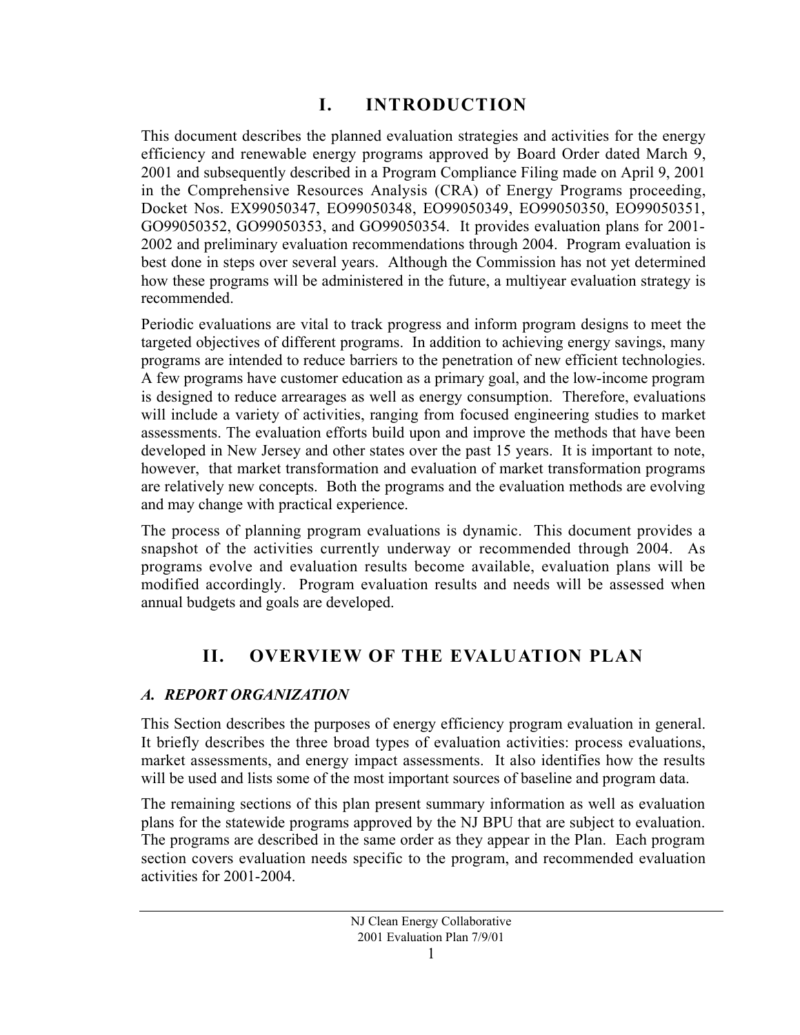# I. INTRODUCTION

This document describes the planned evaluation strategies and activities for the energy efficiency and renewable energy programs approved by Board Order dated March 9, 2001 and subsequently described in a Program Compliance Filing made on April 9, 2001 in the Comprehensive Resources Analysis (CRA) of Energy Programs proceeding, Docket Nos. EX99050347, EO99050348, EO99050349, EO99050350, EO99050351, GO99050352, GO99050353, and GO99050354. It provides evaluation plans for 2001-2002 and preliminary evaluation recommendations through 2004. Program evaluation is best done in steps over several years. Although the Commission has not yet determined how these programs will be administered in the future, a multiyear evaluation strategy is recommended.

Periodic evaluations are vital to track progress and inform program designs to meet the targeted objectives of different programs. In addition to achieving energy savings, many programs are intended to reduce barriers to the penetration of new efficient technologies. A few programs have customer education as a primary goal, and the low-income program is designed to reduce arrearages as well as energy consumption. Therefore, evaluations will include a variety of activities, ranging from focused engineering studies to market assessments. The evaluation efforts build upon and improve the methods that have been developed in New Jersey and other states over the past 15 years. It is important to note, however, that market transformation and evaluation of market transformation programs are relatively new concepts. Both the programs and the evaluation methods are evolving and may change with practical experience.

The process of planning program evaluations is dynamic. This document provides a snapshot of the activities currently underway or recommended through 2004. As programs evolve and evaluation results become available, evaluation plans will be modified accordingly. Program evaluation results and needs will be assessed when annual budgets and goals are developed.

# II. OVERVIEW OF THE EVALUATION PLAN

## *A. REPORT ORGANIZATION*

This Section describes the purposes of energy efficiency program evaluation in general. It briefly describes the three broad types of evaluation activities: process evaluations, market assessments, and energy impact assessments. It also identifies how the results will be used and lists some of the most important sources of baseline and program data.

The remaining sections of this plan present summary information as well as evaluation plans for the statewide programs approved by the NJ BPU that are subject to evaluation. The programs are described in the same order as they appear in the Plan. Each program section covers evaluation needs specific to the program, and recommended evaluation activities for 2001-2004.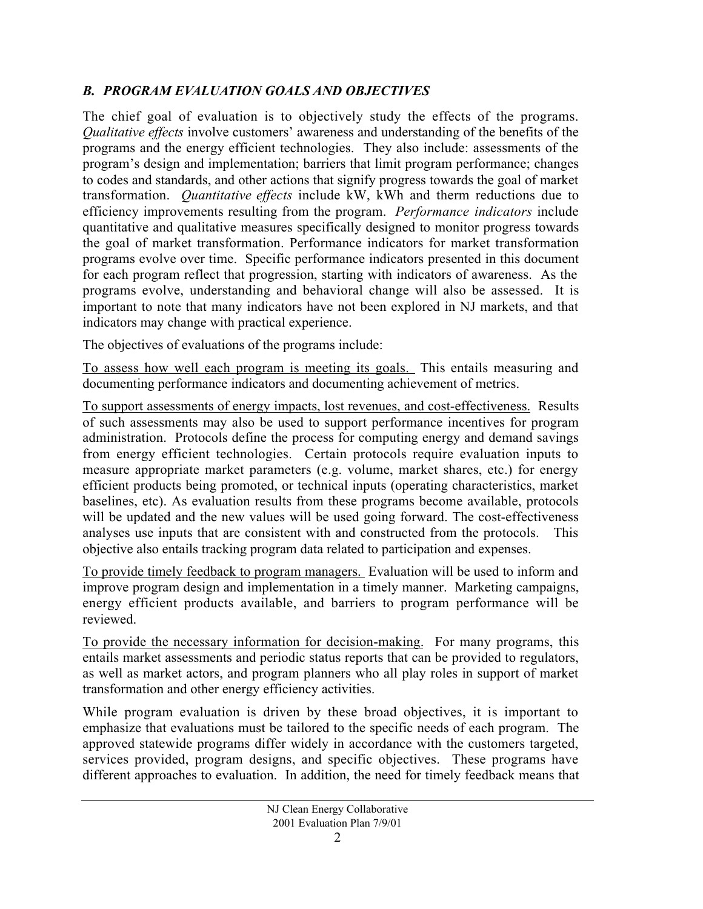## *B. PROGRAM EVALUATION GOALS AND OBJECTIVES*

The chief goal of evaluation is to objectively study the effects of the programs. *Qualitative effects* involve customers' awareness and understanding of the benefits of the programs and the energy efficient technologies. They also include: assessments of the program's design and implementation; barriers that limit program performance; changes to codes and standards, and other actions that signify progress towards the goal of market transformation. *Quantitative effects* include kW, kWh and therm reductions due to efficiency improvements resulting from the program. *Performance indicators* include quantitative and qualitative measures specifically designed to monitor progress towards the goal of market transformation. Performance indicators for market transformation programs evolve over time. Specific performance indicators presented in this document for each program reflect that progression, starting with indicators of awareness. As the programs evolve, understanding and behavioral change will also be assessed. It is important to note that many indicators have not been explored in NJ markets, and that indicators may change with practical experience.

The objectives of evaluations of the programs include:

<u>To assess how well each program is meeting its goals.</u> This entails measuring and documenting performance indicators and documenting achievement of metrics.

<u>To support assessments of energy impacts, lost revenues, and cost-effectiveness.</u> Results of such assessments may also be used to support performance incentives for program administration. Protocols define the process for computing energy and demand savings from energy efficient technologies. Certain protocols require evaluation inputs to measure appropriate market parameters (e.g. volume, market shares, etc.) for energy efficient products being promoted, or technical inputs (operating characteristics, market baselines, etc). As evaluation results from these programs become available, protocols will be updated and the new values will be used going forward. The cost-effectiveness analyses use inputs that are consistent with and constructed from the protocols. This objective also entails tracking program data related to participation and expenses.

<u>To provide timely feedback to program managers.</u> Evaluation will be used to inform and improve program design and implementation in a timely manner. Marketing campaigns, energy efficient products available, and barriers to program performance will be reviewed.

<u>To provide the necessary information for decision-making.</u> For many programs, this entails market assessments and periodic status reports that can be provided to regulators, as well as market actors, and program planners who all play roles in support of market transformation and other energy efficiency activities.

While program evaluation is driven by these broad objectives, it is important to emphasize that evaluations must be tailored to the specific needs of each program. The approved statewide programs differ widely in accordance with the customers targeted, services provided, program designs, and specific objectives. These programs have different approaches to evaluation. In addition, the need for timely feedback means that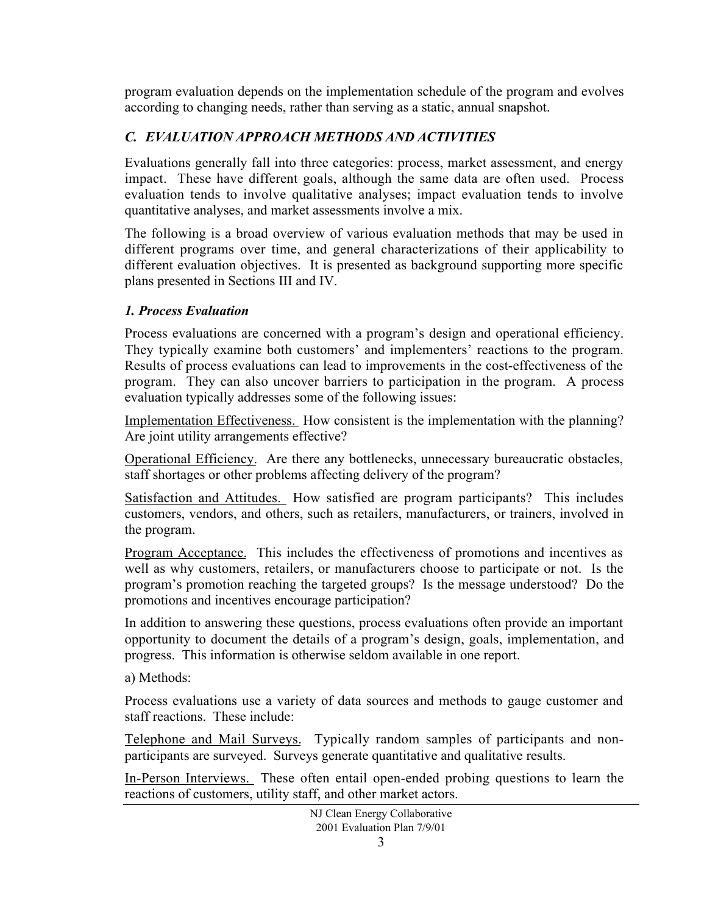program evaluation depends on the implementation schedule of the program and evolves according to changing needs, rather than serving as a static, annual snapshot.

### *C. EVALUATION APPROACH METHODS AND ACTIVITIES*

Evaluations generally fall into three categories: process, market assessment, and energy impact. These have different goals, although the same data are often used. Process evaluation tends to involve qualitative analyses; impact evaluation tends to involve quantitative analyses, and market assessments involve a mix.

The following is a broad overview of various evaluation methods that may be used in different programs over time, and general characterizations of their applicability to different evaluation objectives. It is presented as background supporting more specific plans presented in Sections III and IV.

#### *1. Process Evaluation*

Process evaluations are concerned with a program's design and operational efficiency. They typically examine both customers' and implementers' reactions to the program. Results of process evaluations can lead to improvements in the cost-effectiveness of the program. They can also uncover barriers to participation in the program. A process evaluation typically addresses some of the following issues:

<u>Implementation Effectiveness.</u> How consistent is the implementation with the planning? Are joint utility arrangements effective?

<u>Operational Efficiency</u>. Are there any bottlenecks, unnecessary bureaucratic obstacles, staff shortages or other problems affecting delivery of the program?

<u>Satisfaction and Attitudes.</u> How satisfied are program participants? This includes customers, vendors, and others, such as retailers, manufacturers, or trainers, involved in the program.

<u>Program Acceptance</u>. This includes the effectiveness of promotions and incentives as well as why customers, retailers, or manufacturers choose to participate or not. Is the program's promotion reaching the targeted groups? Is the message understood? Do the promotions and incentives encourage participation?

In addition to answering these questions, process evaluations often provide an important opportunity to document the details of a program's design, goals, implementation, and progress. This information is otherwise seldom available in one report.

a) Methods:

Process evaluations use a variety of data sources and methods to gauge customer and staff reactions. These include:

<u>Telephone and Mail Surveys.</u> Typically random samples of participants and non-participants are surveyed. Surveys generate quantitative and qualitative results.

<u>In-Person Interviews.</u> These often entail open-ended probing questions to learn the reactions of customers, utility staff, and other market actors.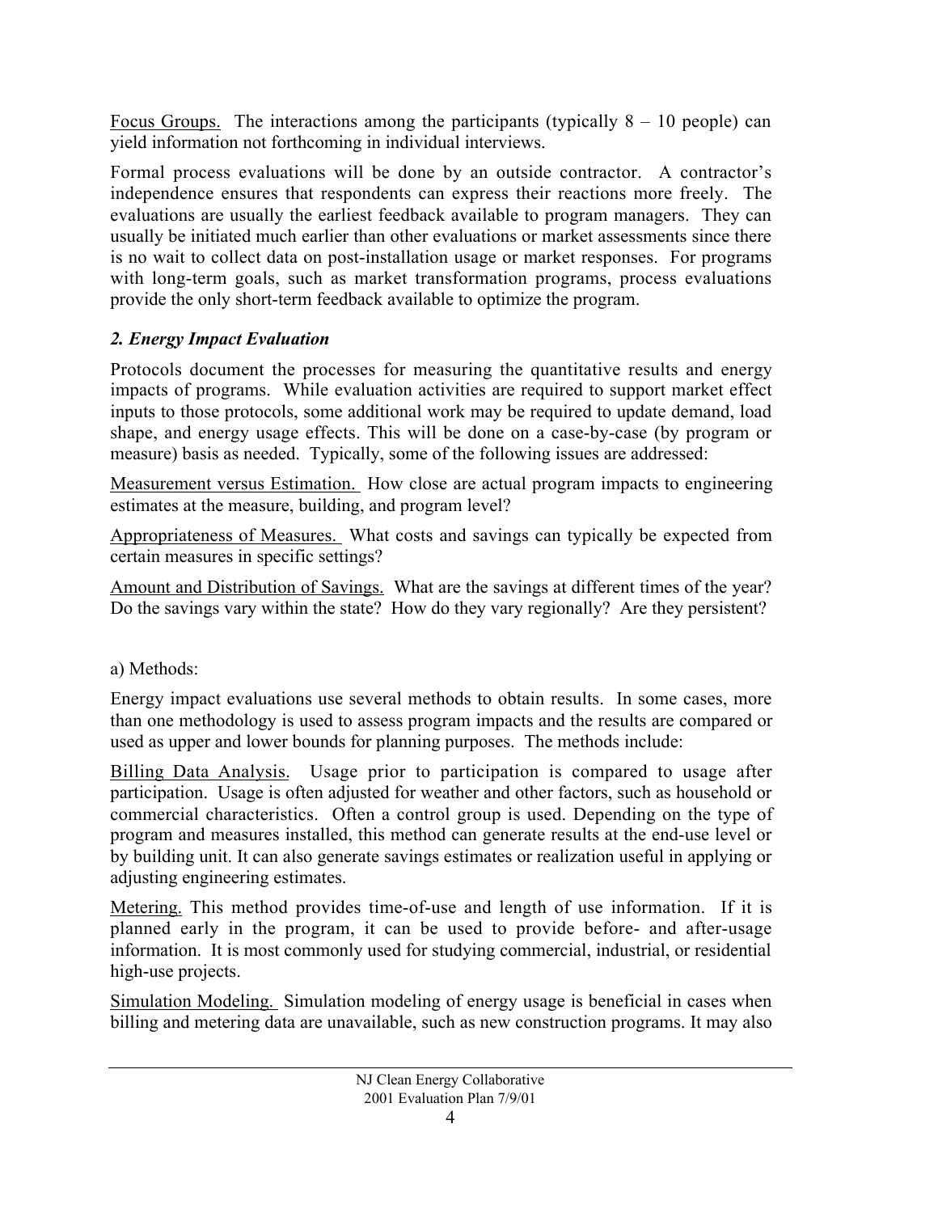Focus Groups. The interactions among the participants (typically 8 – 10 people) can yield information not forthcoming in individual interviews.

Formal process evaluations will be done by an outside contractor. A contractor's independence ensures that respondents can express their reactions more freely. The evaluations are usually the earliest feedback available to program managers. They can usually be initiated much earlier than other evaluations or market assessments since there is no wait to collect data on post-installation usage or market responses. For programs with long-term goals, such as market transformation programs, process evaluations provide the only short-term feedback available to optimize the program.

### *2. Energy Impact Evaluation*

Protocols document the processes for measuring the quantitative results and energy impacts of programs. While evaluation activities are required to support market effect inputs to those protocols, some additional work may be required to update demand, load shape, and energy usage effects. This will be done on a case-by-case (by program or measure) basis as needed. Typically, some of the following issues are addressed:

Measurement versus Estimation. How close are actual program impacts to engineering estimates at the measure, building, and program level?

Appropriateness of Measures. What costs and savings can typically be expected from certain measures in specific settings?

Amount and Distribution of Savings. What are the savings at different times of the year? Do the savings vary within the state? How do they vary regionally? Are they persistent?

a) Methods:

Energy impact evaluations use several methods to obtain results. In some cases, more than one methodology is used to assess program impacts and the results are compared or used as upper and lower bounds for planning purposes. The methods include:

Billing Data Analysis. Usage prior to participation is compared to usage after participation. Usage is often adjusted for weather and other factors, such as household or commercial characteristics. Often a control group is used. Depending on the type of program and measures installed, this method can generate results at the end-use level or by building unit. It can also generate savings estimates or realization useful in applying or adjusting engineering estimates.

Metering. This method provides time-of-use and length of use information. If it is planned early in the program, it can be used to provide before- and after-usage information. It is most commonly used for studying commercial, industrial, or residential high-use projects.

Simulation Modeling. Simulation modeling of energy usage is beneficial in cases when billing and metering data are unavailable, such as new construction programs. It may also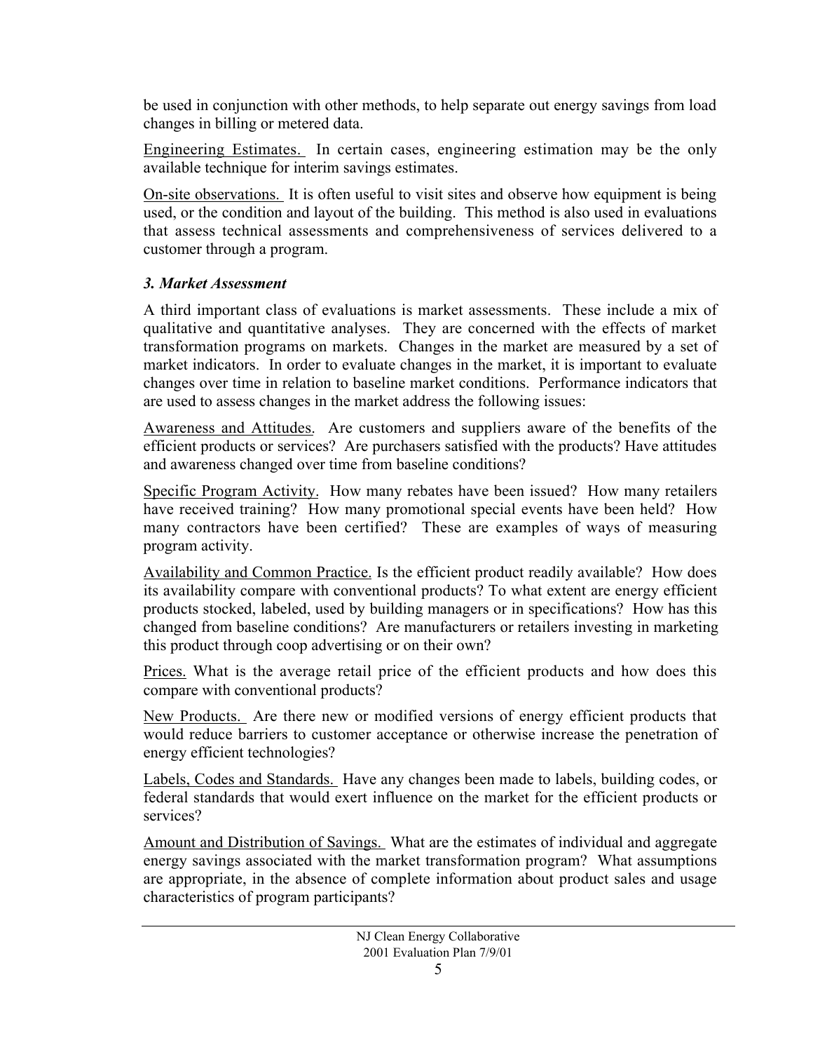be used in conjunction with other methods, to help separate out energy savings from load changes in billing or metered data.

Engineering Estimates. In certain cases, engineering estimation may be the only available technique for interim savings estimates.

On-site observations. It is often useful to visit sites and observe how equipment is being used, or the condition and layout of the building. This method is also used in evaluations that assess technical assessments and comprehensiveness of services delivered to a customer through a program.

### *3. Market Assessment*

A third important class of evaluations is market assessments. These include a mix of qualitative and quantitative analyses. They are concerned with the effects of market transformation programs on markets. Changes in the market are measured by a set of market indicators. In order to evaluate changes in the market, it is important to evaluate changes over time in relation to baseline market conditions. Performance indicators that are used to assess changes in the market address the following issues:

Awareness and Attitudes. Are customers and suppliers aware of the benefits of the efficient products or services? Are purchasers satisfied with the products? Have attitudes and awareness changed over time from baseline conditions?

Specific Program Activity. How many rebates have been issued? How many retailers have received training? How many promotional special events have been held? How many contractors have been certified? These are examples of ways of measuring program activity.

Availability and Common Practice. Is the efficient product readily available? How does its availability compare with conventional products? To what extent are energy efficient products stocked, labeled, used by building managers or in specifications? How has this changed from baseline conditions? Are manufacturers or retailers investing in marketing this product through coop advertising or on their own?

Prices. What is the average retail price of the efficient products and how does this compare with conventional products?

New Products. Are there new or modified versions of energy efficient products that would reduce barriers to customer acceptance or otherwise increase the penetration of energy efficient technologies?

Labels, Codes and Standards. Have any changes been made to labels, building codes, or federal standards that would exert influence on the market for the efficient products or services?

Amount and Distribution of Savings. What are the estimates of individual and aggregate energy savings associated with the market transformation program? What assumptions are appropriate, in the absence of complete information about product sales and usage characteristics of program participants?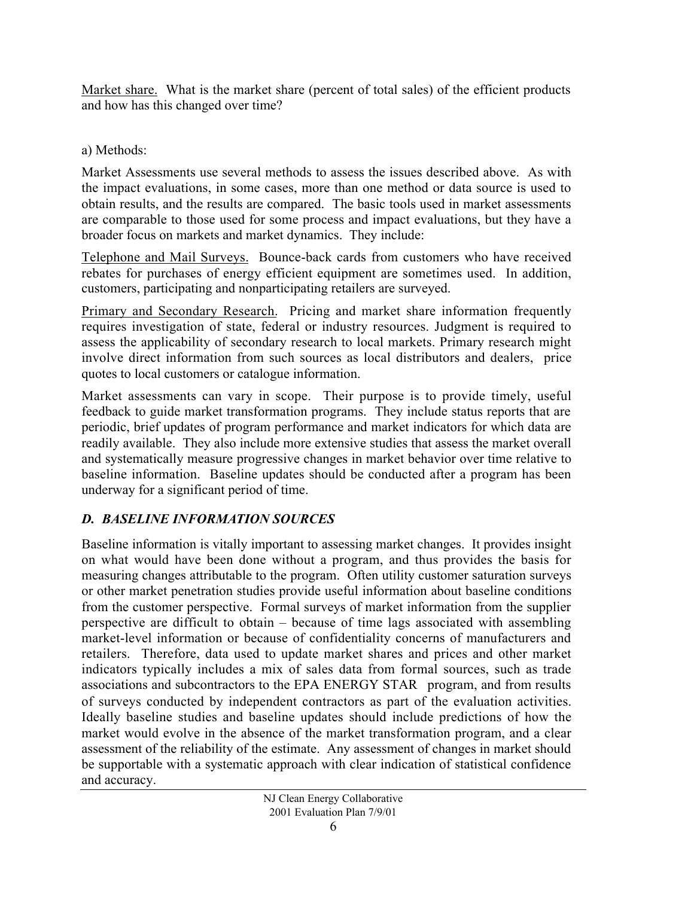Market share. What is the market share (percent of total sales) of the efficient products and how has this changed over time?

a) Methods:

Market Assessments use several methods to assess the issues described above. As with the impact evaluations, in some cases, more than one method or data source is used to obtain results, and the results are compared. The basic tools used in market assessments are comparable to those used for some process and impact evaluations, but they have a broader focus on markets and market dynamics. They include:

Telephone and Mail Surveys. Bounce-back cards from customers who have received rebates for purchases of energy efficient equipment are sometimes used. In addition, customers, participating and nonparticipating retailers are surveyed.

Primary and Secondary Research. Pricing and market share information frequently requires investigation of state, federal or industry resources. Judgment is required to assess the applicability of secondary research to local markets. Primary research might involve direct information from such sources as local distributors and dealers, price quotes to local customers or catalogue information.

Market assessments can vary in scope. Their purpose is to provide timely, useful feedback to guide market transformation programs. They include status reports that are periodic, brief updates of program performance and market indicators for which data are readily available. They also include more extensive studies that assess the market overall and systematically measure progressive changes in market behavior over time relative to baseline information. Baseline updates should be conducted after a program has been underway for a significant period of time.

### *D. BASELINE INFORMATION SOURCES*

Baseline information is vitally important to assessing market changes. It provides insight on what would have been done without a program, and thus provides the basis for measuring changes attributable to the program. Often utility customer saturation surveys or other market penetration studies provide useful information about baseline conditions from the customer perspective. Formal surveys of market information from the supplier perspective are difficult to obtain – because of time lags associated with assembling market-level information or because of confidentiality concerns of manufacturers and retailers. Therefore, data used to update market shares and prices and other market indicators typically includes a mix of sales data from formal sources, such as trade associations and subcontractors to the EPA ENERGY STAR program, and from results of surveys conducted by independent contractors as part of the evaluation activities. Ideally baseline studies and baseline updates should include predictions of how the market would evolve in the absence of the market transformation program, and a clear assessment of the reliability of the estimate. Any assessment of changes in market should be supportable with a systematic approach with clear indication of statistical confidence and accuracy.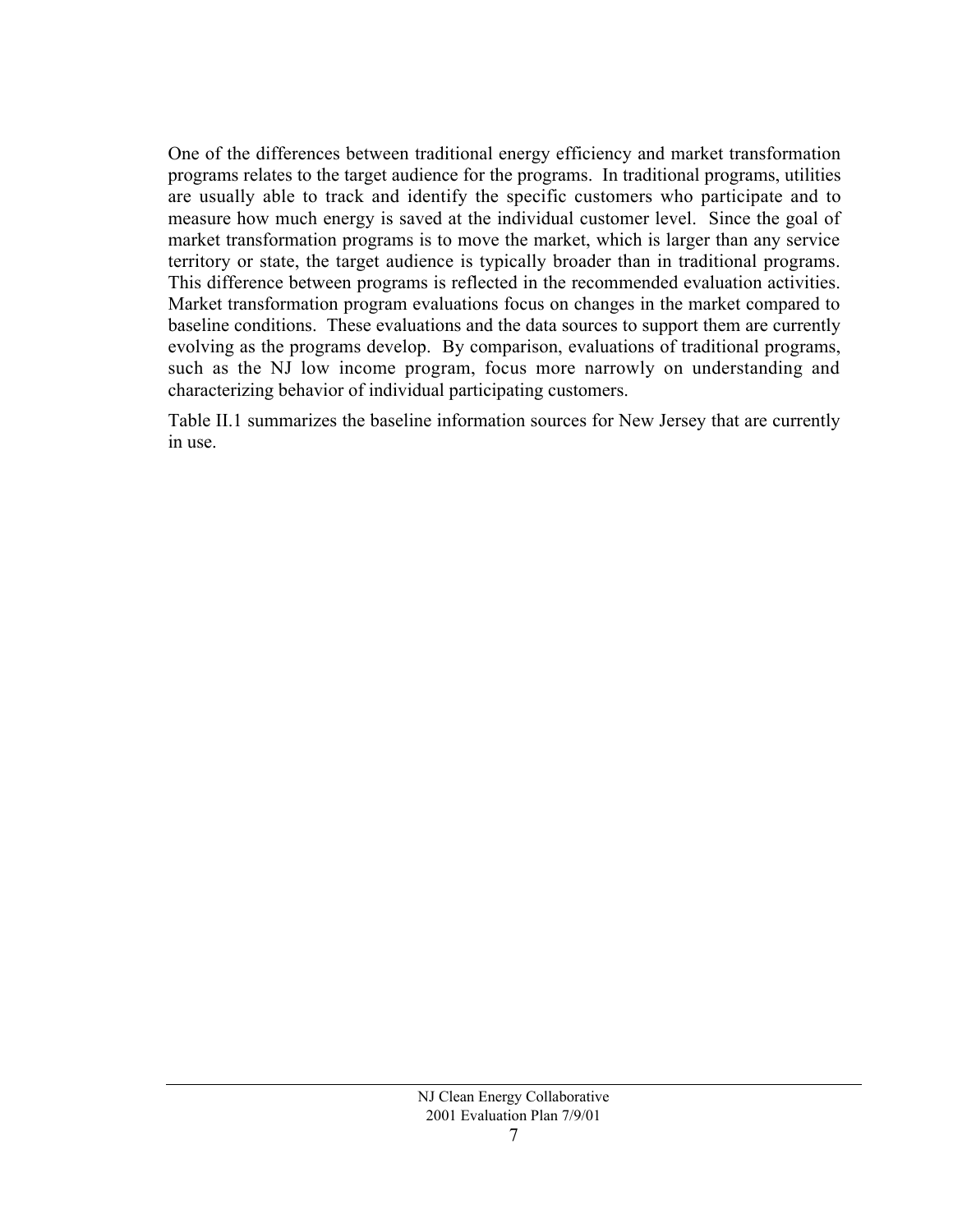One of the differences between traditional energy efficiency and market transformation programs relates to the target audience for the programs. In traditional programs, utilities are usually able to track and identify the specific customers who participate and to measure how much energy is saved at the individual customer level. Since the goal of market transformation programs is to move the market, which is larger than any service territory or state, the target audience is typically broader than in traditional programs. This difference between programs is reflected in the recommended evaluation activities. Market transformation program evaluations focus on changes in the market compared to baseline conditions. These evaluations and the data sources to support them are currently evolving as the programs develop. By comparison, evaluations of traditional programs, such as the NJ low income program, focus more narrowly on understanding and characterizing behavior of individual participating customers.

Table II.1 summarizes the baseline information sources for New Jersey that are currently in use.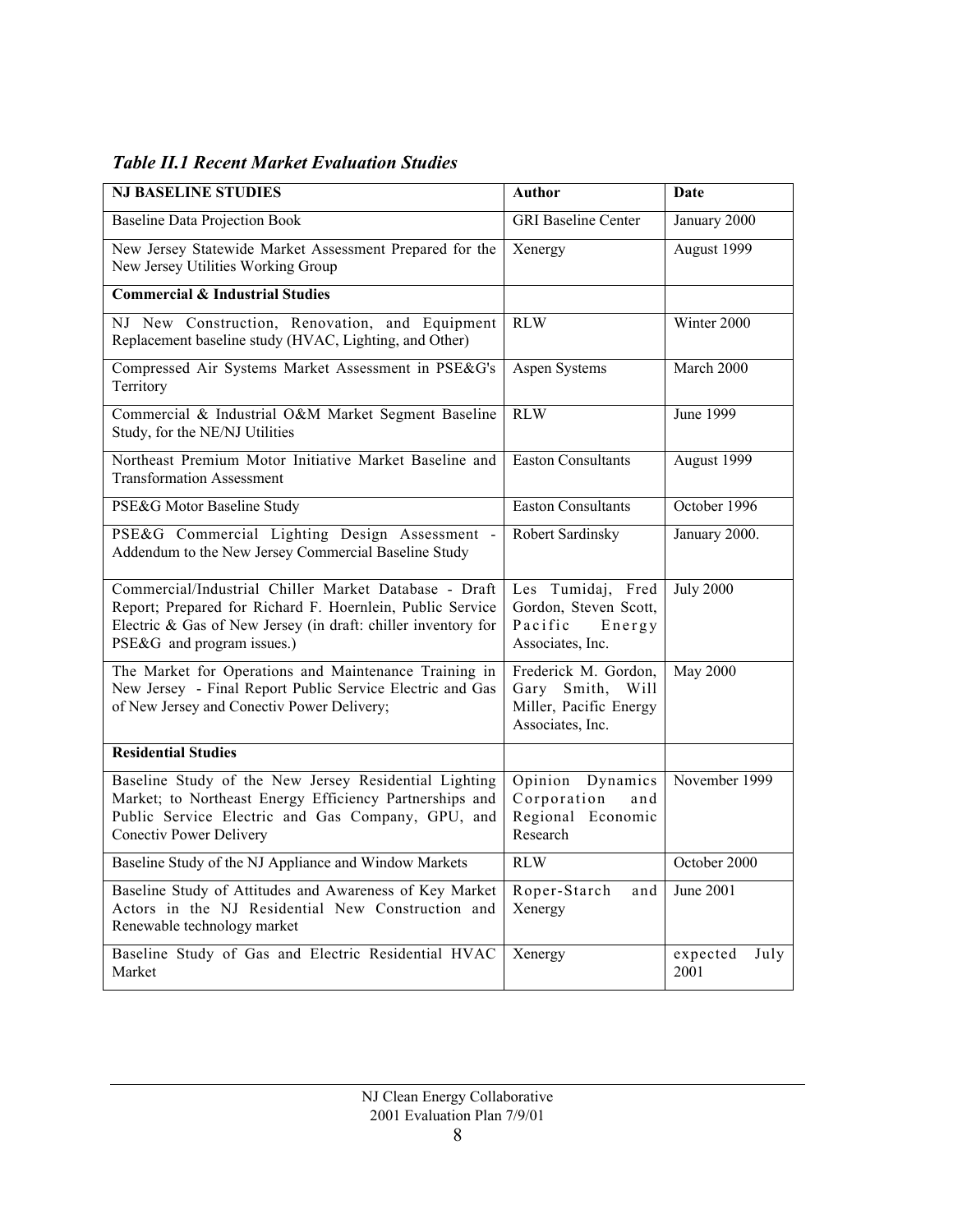*Table II.1 Recent Market Evaluation Studies*

| NJ BASELINE STUDIES | Author | Date |
|---|---|---|
| Baseline Data Projection Book | GRI Baseline Center | January 2000 |
| New Jersey Statewide Market Assessment Prepared for the New Jersey Utilities Working Group | Xenergy | August 1999 |
| **Commercial & Industrial Studies** | | |
| NJ New Construction, Renovation, and Equipment Replacement baseline study (HVAC, Lighting, and Other) | RLW | Winter 2000 |
| Compressed Air Systems Market Assessment in PSE&G's Territory | Aspen Systems | March 2000 |
| Commercial & Industrial O&M Market Segment Baseline Study, for the NE/NJ Utilities | RLW | June 1999 |
| Northeast Premium Motor Initiative Market Baseline and Transformation Assessment | Easton Consultants | August 1999 |
| PSE&G Motor Baseline Study | Easton Consultants | October 1996 |
| PSE&G Commercial Lighting Design Assessment - Addendum to the New Jersey Commercial Baseline Study | Robert Sardinsky | January 2000. |
| Commercial/Industrial Chiller Market Database - Draft Report; Prepared for Richard F. Hoernlein, Public Service Electric & Gas of New Jersey (in draft: chiller inventory for PSE&G and program issues.) | Les Tumidaj, Fred Gordon, Steven Scott, Pacific Energy Associates, Inc. | July 2000 |
| The Market for Operations and Maintenance Training in New Jersey - Final Report Public Service Electric and Gas of New Jersey and Conectiv Power Delivery; | Frederick M. Gordon, Gary Smith, Will Miller, Pacific Energy Associates, Inc. | May 2000 |
| **Residential Studies** | | |
| Baseline Study of the New Jersey Residential Lighting Market; to Northeast Energy Efficiency Partnerships and Public Service Electric and Gas Company, GPU, and Conectiv Power Delivery | Opinion Dynamics Corporation and Regional Economic Research | November 1999 |
| Baseline Study of the NJ Appliance and Window Markets | RLW | October 2000 |
| Baseline Study of Attitudes and Awareness of Key Market Actors in the NJ Residential New Construction and Renewable technology market | Roper-Starch and Xenergy | June 2001 |
| Baseline Study of Gas and Electric Residential HVAC Market | Xenergy | expected July 2001 |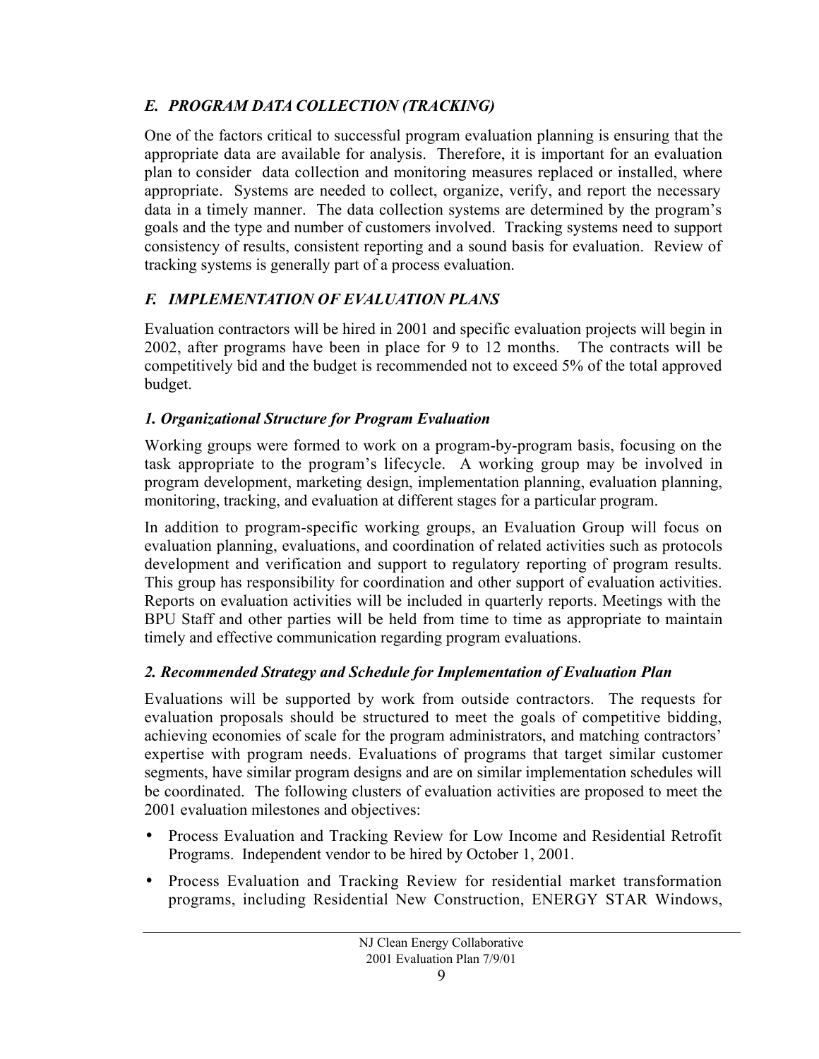### *E. PROGRAM DATA COLLECTION (TRACKING)*

One of the factors critical to successful program evaluation planning is ensuring that the appropriate data are available for analysis. Therefore, it is important for an evaluation plan to consider data collection and monitoring measures replaced or installed, where appropriate. Systems are needed to collect, organize, verify, and report the necessary data in a timely manner. The data collection systems are determined by the program's goals and the type and number of customers involved. Tracking systems need to support consistency of results, consistent reporting and a sound basis for evaluation. Review of tracking systems is generally part of a process evaluation.

### *F. IMPLEMENTATION OF EVALUATION PLANS*

Evaluation contractors will be hired in 2001 and specific evaluation projects will begin in 2002, after programs have been in place for 9 to 12 months. The contracts will be competitively bid and the budget is recommended not to exceed 5% of the total approved budget.

#### *1. Organizational Structure for Program Evaluation*

Working groups were formed to work on a program-by-program basis, focusing on the task appropriate to the program's lifecycle. A working group may be involved in program development, marketing design, implementation planning, evaluation planning, monitoring, tracking, and evaluation at different stages for a particular program.

In addition to program-specific working groups, an Evaluation Group will focus on evaluation planning, evaluations, and coordination of related activities such as protocols development and verification and support to regulatory reporting of program results. This group has responsibility for coordination and other support of evaluation activities. Reports on evaluation activities will be included in quarterly reports. Meetings with the BPU Staff and other parties will be held from time to time as appropriate to maintain timely and effective communication regarding program evaluations.

#### *2. Recommended Strategy and Schedule for Implementation of Evaluation Plan*

Evaluations will be supported by work from outside contractors. The requests for evaluation proposals should be structured to meet the goals of competitive bidding, achieving economies of scale for the program administrators, and matching contractors' expertise with program needs. Evaluations of programs that target similar customer segments, have similar program designs and are on similar implementation schedules will be coordinated. The following clusters of evaluation activities are proposed to meet the 2001 evaluation milestones and objectives:

- Process Evaluation and Tracking Review for Low Income and Residential Retrofit Programs. Independent vendor to be hired by October 1, 2001.
- Process Evaluation and Tracking Review for residential market transformation programs, including Residential New Construction, ENERGY STAR Windows,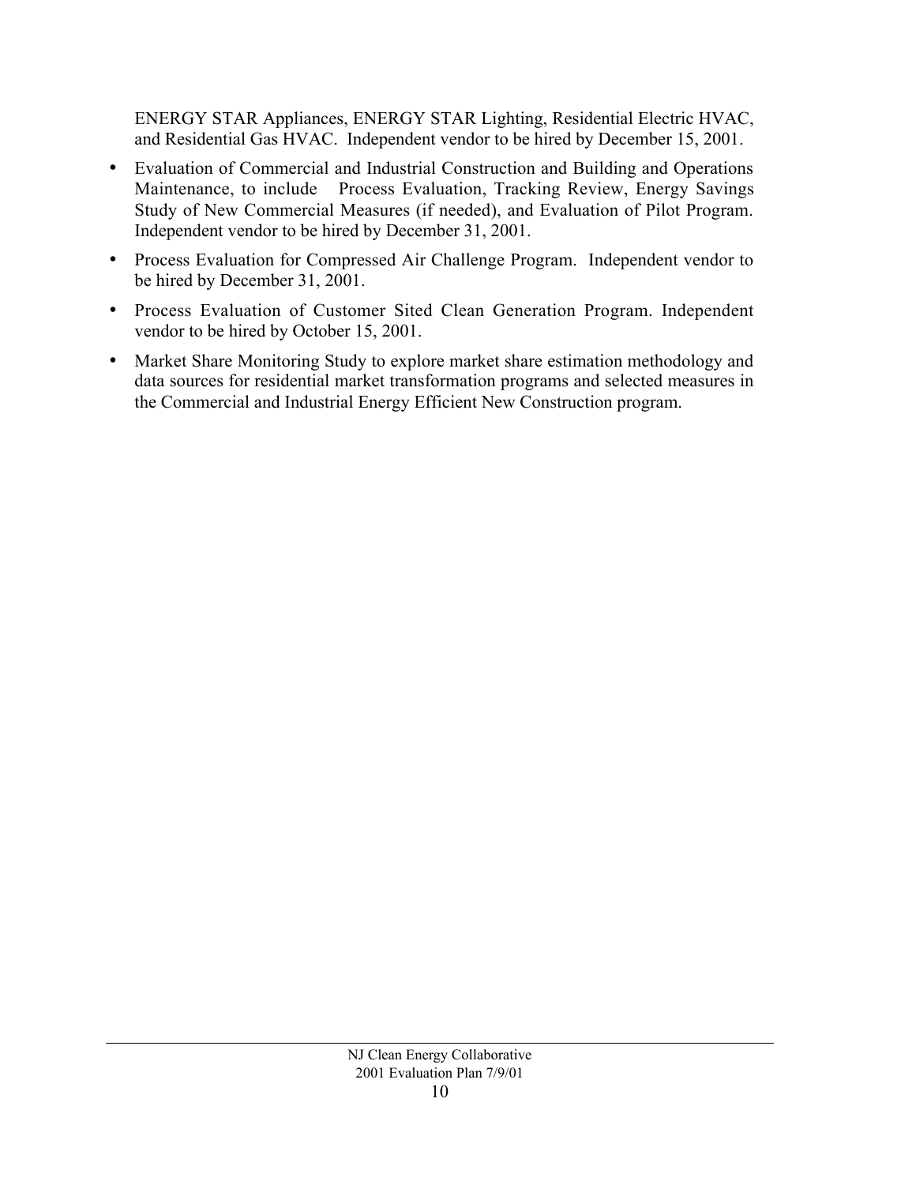ENERGY STAR Appliances, ENERGY STAR Lighting, Residential Electric HVAC, and Residential Gas HVAC. Independent vendor to be hired by December 15, 2001.

- Evaluation of Commercial and Industrial Construction and Building and Operations Maintenance, to include Process Evaluation, Tracking Review, Energy Savings Study of New Commercial Measures (if needed), and Evaluation of Pilot Program. Independent vendor to be hired by December 31, 2001.
- Process Evaluation for Compressed Air Challenge Program. Independent vendor to be hired by December 31, 2001.
- Process Evaluation of Customer Sited Clean Generation Program. Independent vendor to be hired by October 15, 2001.
- Market Share Monitoring Study to explore market share estimation methodology and data sources for residential market transformation programs and selected measures in the Commercial and Industrial Energy Efficient New Construction program.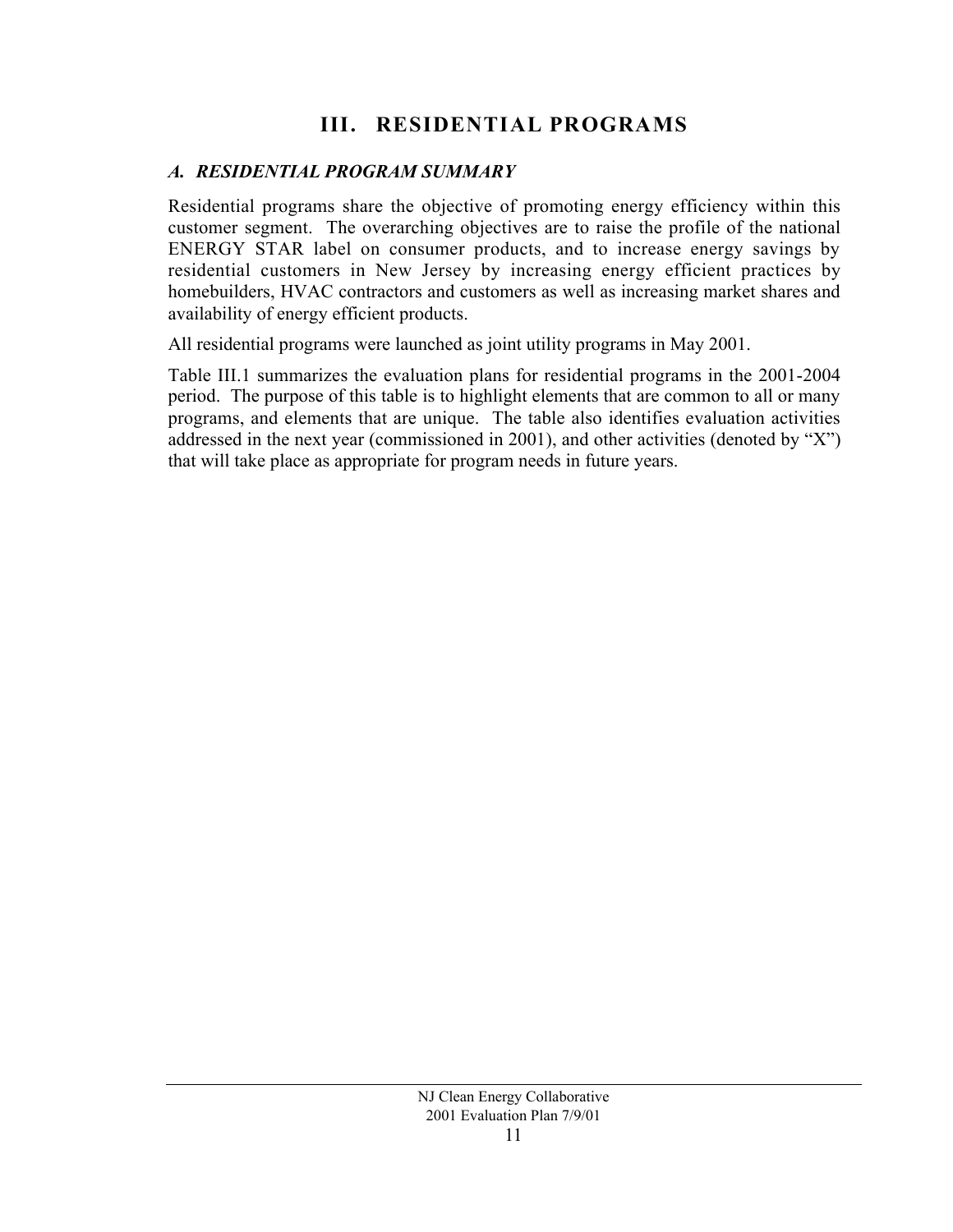# III. RESIDENTIAL PROGRAMS

## *A. RESIDENTIAL PROGRAM SUMMARY*

Residential programs share the objective of promoting energy efficiency within this customer segment. The overarching objectives are to raise the profile of the national ENERGY STAR label on consumer products, and to increase energy savings by residential customers in New Jersey by increasing energy efficient practices by homebuilders, HVAC contractors and customers as well as increasing market shares and availability of energy efficient products.

All residential programs were launched as joint utility programs in May 2001.

Table III.1 summarizes the evaluation plans for residential programs in the 2001-2004 period. The purpose of this table is to highlight elements that are common to all or many programs, and elements that are unique. The table also identifies evaluation activities addressed in the next year (commissioned in 2001), and other activities (denoted by "X") that will take place as appropriate for program needs in future years.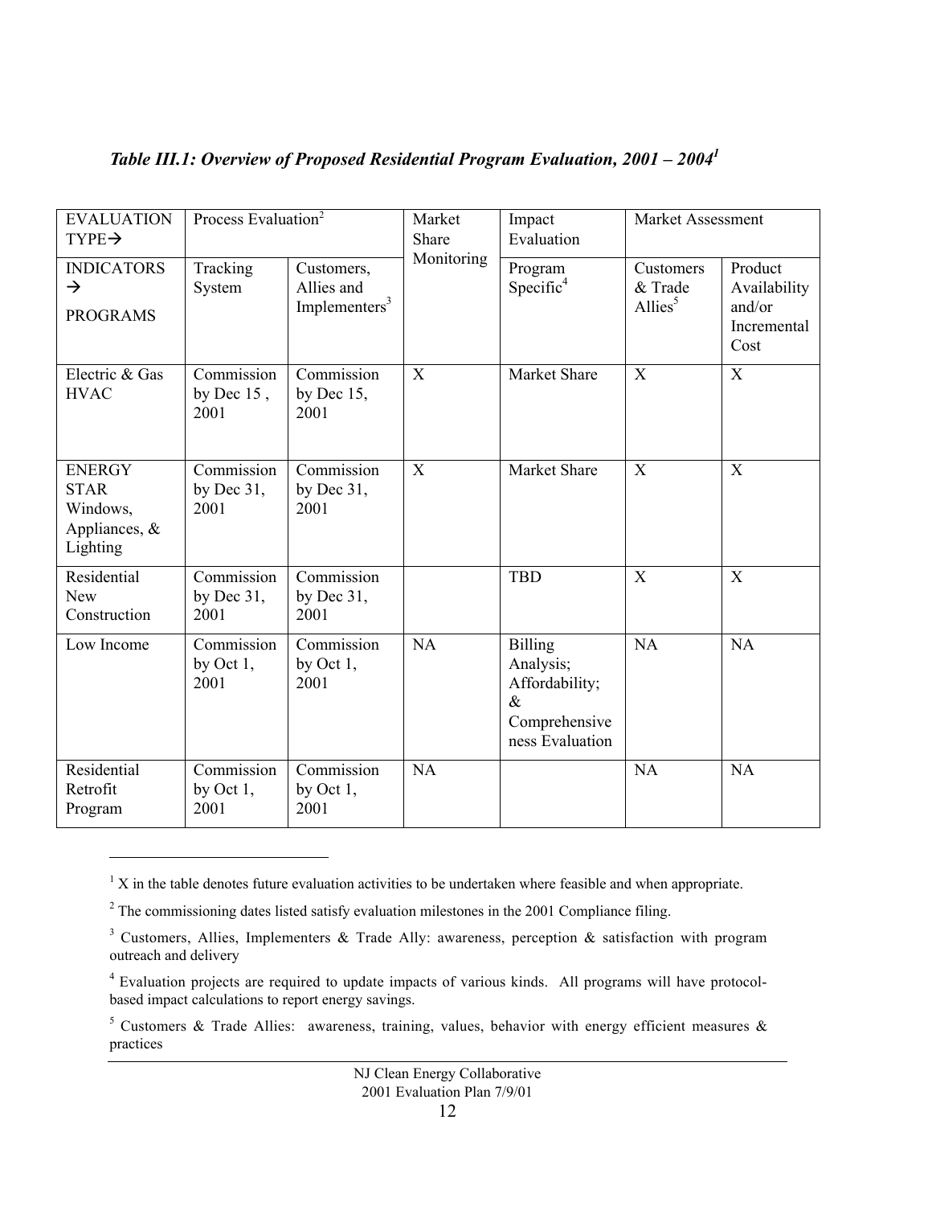### *Table III.1: Overview of Proposed Residential Program Evaluation, 2001 – 2004[1]*

| EVALUATION TYPE→ | Process Evaluation[2] | | Market Share Monitoring | Impact Evaluation | Market Assessment | |
|---|---|---|---|---|---|---|
| INDICATORS → PROGRAMS | Tracking System | Customers, Allies and Implementers[3] | | Program Specific[4] | Customers & Trade Allies[5] | Product Availability and/or Incremental Cost |
| Electric & Gas HVAC | Commission by Dec 15 , 2001 | Commission by Dec 15, 2001 | X | Market Share | X | X |
| ENERGY STAR Windows, Appliances, & Lighting | Commission by Dec 31, 2001 | Commission by Dec 31, 2001 | X | Market Share | X | X |
| Residential New Construction | Commission by Dec 31, 2001 | Commission by Dec 31, 2001 | | TBD | X | X |
| Low Income | Commission by Oct 1, 2001 | Commission by Oct 1, 2001 | NA | Billing Analysis; Affordability; & Comprehensiveness Evaluation | NA | NA |
| Residential Retrofit Program | Commission by Oct 1, 2001 | Commission by Oct 1, 2001 | NA | | NA | NA |

[1] X in the table denotes future evaluation activities to be undertaken where feasible and when appropriate.

[2] The commissioning dates listed satisfy evaluation milestones in the 2001 Compliance filing.

[3] Customers, Allies, Implementers & Trade Ally: awareness, perception & satisfaction with program outreach and delivery

[4] Evaluation projects are required to update impacts of various kinds. All programs will have protocol-based impact calculations to report energy savings.

[5] Customers & Trade Allies: awareness, training, values, behavior with energy efficient measures & practices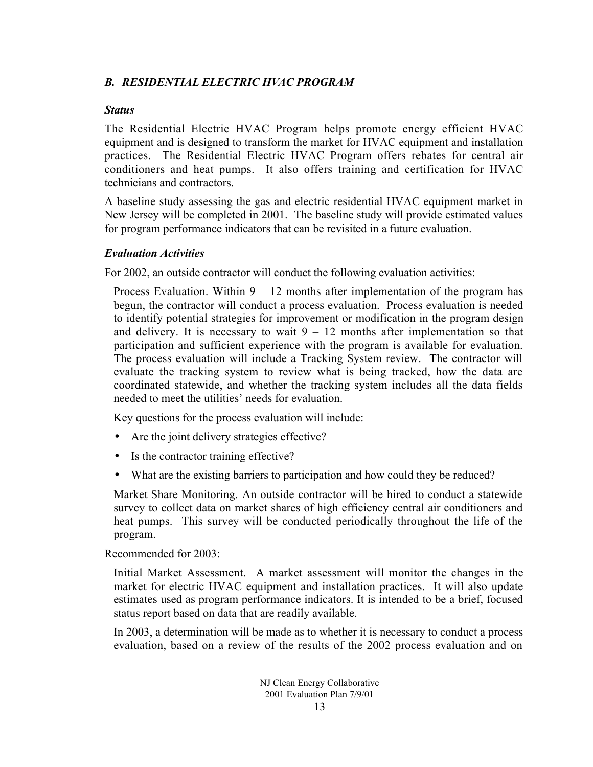### *B. RESIDENTIAL ELECTRIC HVAC PROGRAM*

***Status***

The Residential Electric HVAC Program helps promote energy efficient HVAC equipment and is designed to transform the market for HVAC equipment and installation practices. The Residential Electric HVAC Program offers rebates for central air conditioners and heat pumps. It also offers training and certification for HVAC technicians and contractors.

A baseline study assessing the gas and electric residential HVAC equipment market in New Jersey will be completed in 2001. The baseline study will provide estimated values for program performance indicators that can be revisited in a future evaluation.

***Evaluation Activities***

For 2002, an outside contractor will conduct the following evaluation activities:

<u>Process Evaluation.</u> Within 9 – 12 months after implementation of the program has begun, the contractor will conduct a process evaluation. Process evaluation is needed to identify potential strategies for improvement or modification in the program design and delivery. It is necessary to wait 9 – 12 months after implementation so that participation and sufficient experience with the program is available for evaluation. The process evaluation will include a Tracking System review. The contractor will evaluate the tracking system to review what is being tracked, how the data are coordinated statewide, and whether the tracking system includes all the data fields needed to meet the utilities' needs for evaluation.

Key questions for the process evaluation will include:

- Are the joint delivery strategies effective?
- Is the contractor training effective?
- What are the existing barriers to participation and how could they be reduced?

<u>Market Share Monitoring.</u> An outside contractor will be hired to conduct a statewide survey to collect data on market shares of high efficiency central air conditioners and heat pumps. This survey will be conducted periodically throughout the life of the program.

Recommended for 2003:

<u>Initial Market Assessment</u>. A market assessment will monitor the changes in the market for electric HVAC equipment and installation practices. It will also update estimates used as program performance indicators. It is intended to be a brief, focused status report based on data that are readily available.

In 2003, a determination will be made as to whether it is necessary to conduct a process evaluation, based on a review of the results of the 2002 process evaluation and on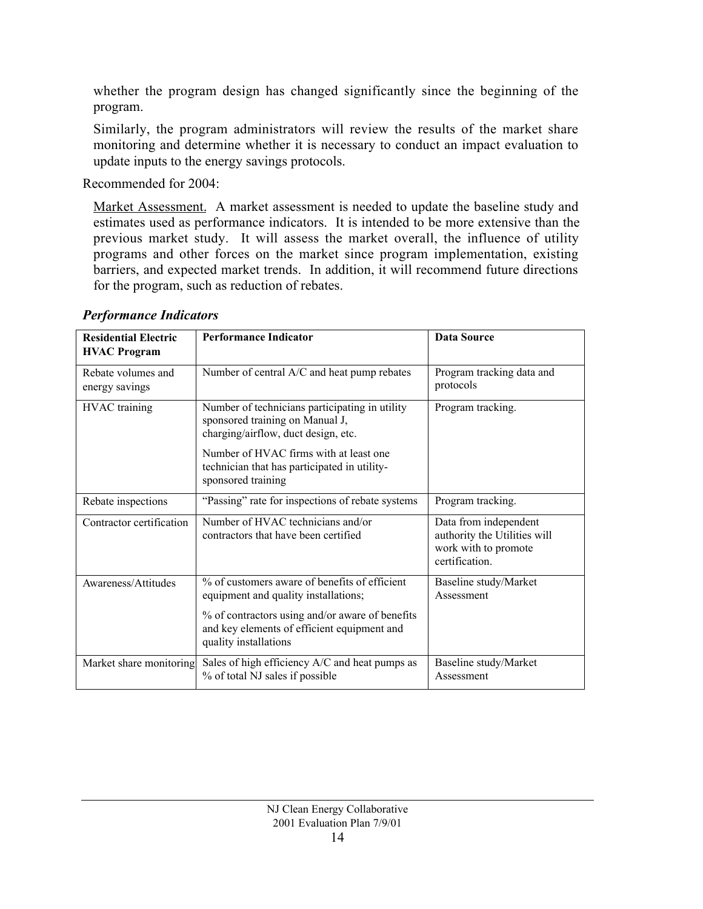whether the program design has changed significantly since the beginning of the program.

Similarly, the program administrators will review the results of the market share monitoring and determine whether it is necessary to conduct an impact evaluation to update inputs to the energy savings protocols.

Recommended for 2004:

Market Assessment. A market assessment is needed to update the baseline study and estimates used as performance indicators. It is intended to be more extensive than the previous market study. It will assess the market overall, the influence of utility programs and other forces on the market since program implementation, existing barriers, and expected market trends. In addition, it will recommend future directions for the program, such as reduction of rebates.

### *Performance Indicators*

| Residential Electric HVAC Program | Performance Indicator | Data Source |
|---|---|---|
| Rebate volumes and energy savings | Number of central A/C and heat pump rebates | Program tracking data and protocols |
| HVAC training | Number of technicians participating in utility sponsored training on Manual J, charging/airflow, duct design, etc.<br><br>Number of HVAC firms with at least one technician that has participated in utility-sponsored training | Program tracking. |
| Rebate inspections | "Passing" rate for inspections of rebate systems | Program tracking. |
| Contractor certification | Number of HVAC technicians and/or contractors that have been certified | Data from independent authority the Utilities will work with to promote certification. |
| Awareness/Attitudes | % of customers aware of benefits of efficient equipment and quality installations;<br><br>% of contractors using and/or aware of benefits and key elements of efficient equipment and quality installations | Baseline study/Market Assessment |
| Market share monitoring | Sales of high efficiency A/C and heat pumps as % of total NJ sales if possible | Baseline study/Market Assessment |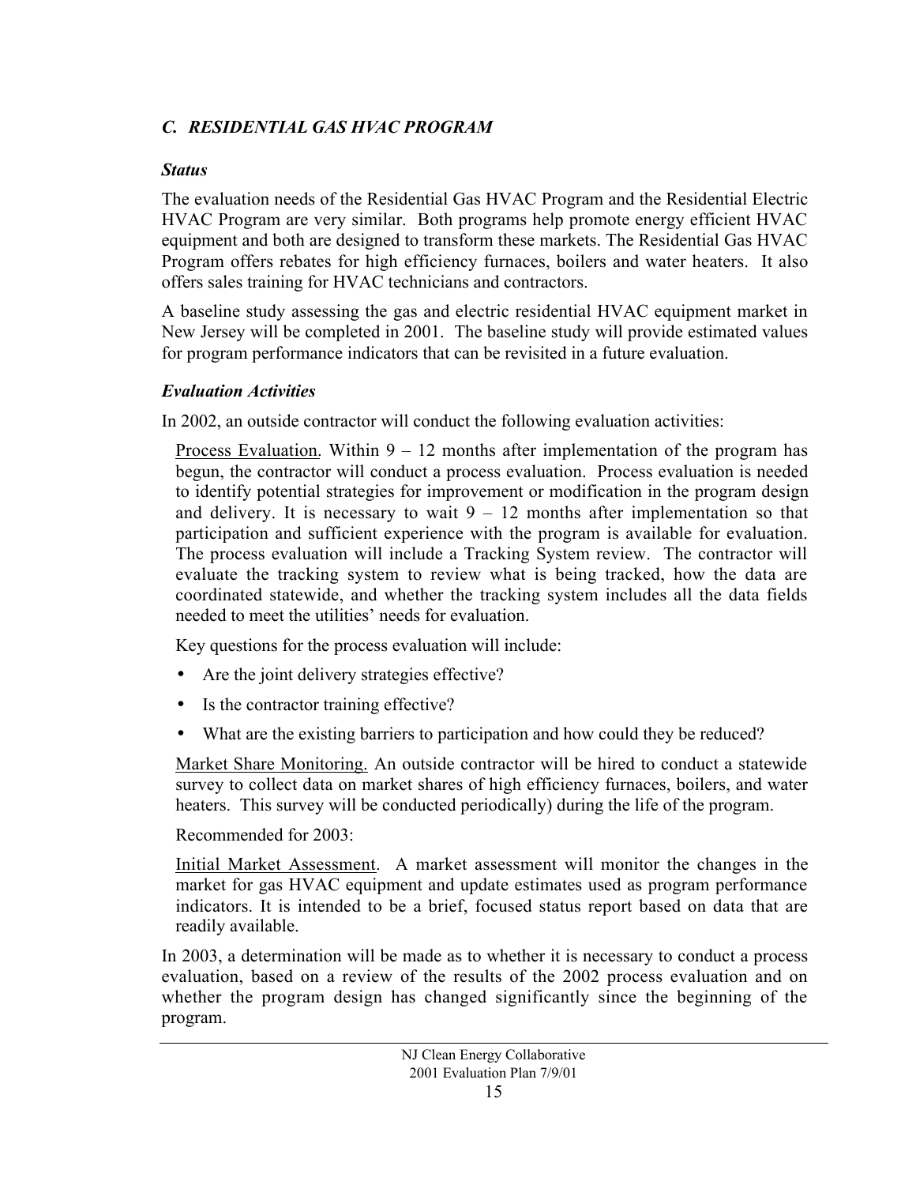### *C. RESIDENTIAL GAS HVAC PROGRAM*

***Status***

The evaluation needs of the Residential Gas HVAC Program and the Residential Electric HVAC Program are very similar. Both programs help promote energy efficient HVAC equipment and both are designed to transform these markets. The Residential Gas HVAC Program offers rebates for high efficiency furnaces, boilers and water heaters. It also offers sales training for HVAC technicians and contractors.

A baseline study assessing the gas and electric residential HVAC equipment market in New Jersey will be completed in 2001. The baseline study will provide estimated values for program performance indicators that can be revisited in a future evaluation.

***Evaluation Activities***

In 2002, an outside contractor will conduct the following evaluation activities:

<u>Process Evaluation</u>. Within 9 – 12 months after implementation of the program has begun, the contractor will conduct a process evaluation. Process evaluation is needed to identify potential strategies for improvement or modification in the program design and delivery. It is necessary to wait 9 – 12 months after implementation so that participation and sufficient experience with the program is available for evaluation. The process evaluation will include a Tracking System review. The contractor will evaluate the tracking system to review what is being tracked, how the data are coordinated statewide, and whether the tracking system includes all the data fields needed to meet the utilities' needs for evaluation.

Key questions for the process evaluation will include:

- Are the joint delivery strategies effective?
- Is the contractor training effective?
- What are the existing barriers to participation and how could they be reduced?

<u>Market Share Monitoring.</u> An outside contractor will be hired to conduct a statewide survey to collect data on market shares of high efficiency furnaces, boilers, and water heaters. This survey will be conducted periodically) during the life of the program.

Recommended for 2003:

<u>Initial Market Assessment</u>. A market assessment will monitor the changes in the market for gas HVAC equipment and update estimates used as program performance indicators. It is intended to be a brief, focused status report based on data that are readily available.

In 2003, a determination will be made as to whether it is necessary to conduct a process evaluation, based on a review of the results of the 2002 process evaluation and on whether the program design has changed significantly since the beginning of the program.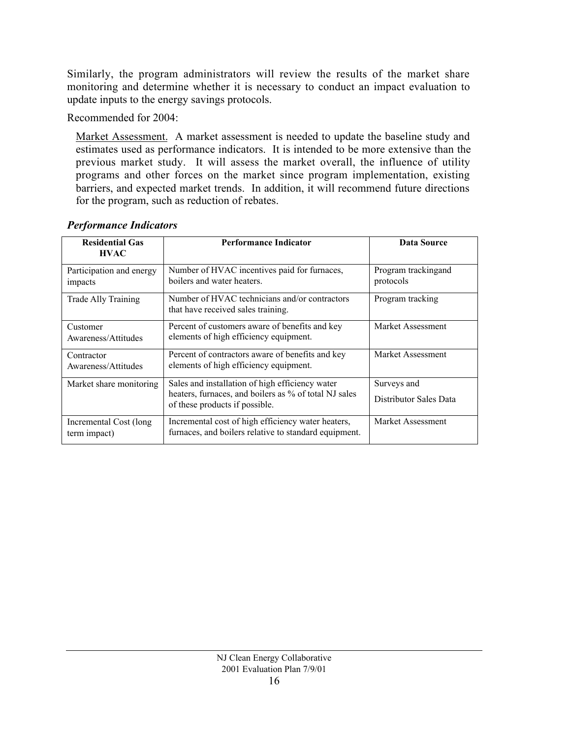Similarly, the program administrators will review the results of the market share monitoring and determine whether it is necessary to conduct an impact evaluation to update inputs to the energy savings protocols.

Recommended for 2004:

> Market Assessment. A market assessment is needed to update the baseline study and estimates used as performance indicators. It is intended to be more extensive than the previous market study. It will assess the market overall, the influence of utility programs and other forces on the market since program implementation, existing barriers, and expected market trends. In addition, it will recommend future directions for the program, such as reduction of rebates.

***Performance Indicators***

| Residential Gas HVAC | Performance Indicator | Data Source |
|---|---|---|
| Participation and energy impacts | Number of HVAC incentives paid for furnaces, boilers and water heaters. | Program trackingand protocols |
| Trade Ally Training | Number of HVAC technicians and/or contractors that have received sales training. | Program tracking |
| Customer Awareness/Attitudes | Percent of customers aware of benefits and key elements of high efficiency equipment. | Market Assessment |
| Contractor Awareness/Attitudes | Percent of contractors aware of benefits and key elements of high efficiency equipment. | Market Assessment |
| Market share monitoring | Sales and installation of high efficiency water heaters, furnaces, and boilers as % of total NJ sales of these products if possible. | Surveys and Distributor Sales Data |
| Incremental Cost (long term impact) | Incremental cost of high efficiency water heaters, furnaces, and boilers relative to standard equipment. | Market Assessment |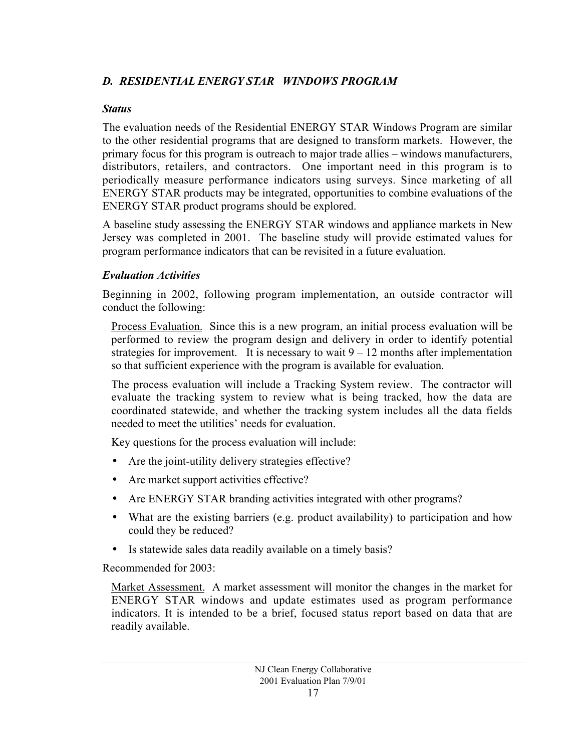### *D. RESIDENTIAL ENERGY STAR WINDOWS PROGRAM*

***Status***

The evaluation needs of the Residential ENERGY STAR Windows Program are similar to the other residential programs that are designed to transform markets. However, the primary focus for this program is outreach to major trade allies – windows manufacturers, distributors, retailers, and contractors. One important need in this program is to periodically measure performance indicators using surveys. Since marketing of all ENERGY STAR products may be integrated, opportunities to combine evaluations of the ENERGY STAR product programs should be explored.

A baseline study assessing the ENERGY STAR windows and appliance markets in New Jersey was completed in 2001. The baseline study will provide estimated values for program performance indicators that can be revisited in a future evaluation.

***Evaluation Activities***

Beginning in 2002, following program implementation, an outside contractor will conduct the following:

Process Evaluation. Since this is a new program, an initial process evaluation will be performed to review the program design and delivery in order to identify potential strategies for improvement. It is necessary to wait 9 – 12 months after implementation so that sufficient experience with the program is available for evaluation.

The process evaluation will include a Tracking System review. The contractor will evaluate the tracking system to review what is being tracked, how the data are coordinated statewide, and whether the tracking system includes all the data fields needed to meet the utilities' needs for evaluation.

Key questions for the process evaluation will include:

- Are the joint-utility delivery strategies effective?
- Are market support activities effective?
- Are ENERGY STAR branding activities integrated with other programs?
- What are the existing barriers (e.g. product availability) to participation and how could they be reduced?
- Is statewide sales data readily available on a timely basis?

Recommended for 2003:

Market Assessment. A market assessment will monitor the changes in the market for ENERGY STAR windows and update estimates used as program performance indicators. It is intended to be a brief, focused status report based on data that are readily available.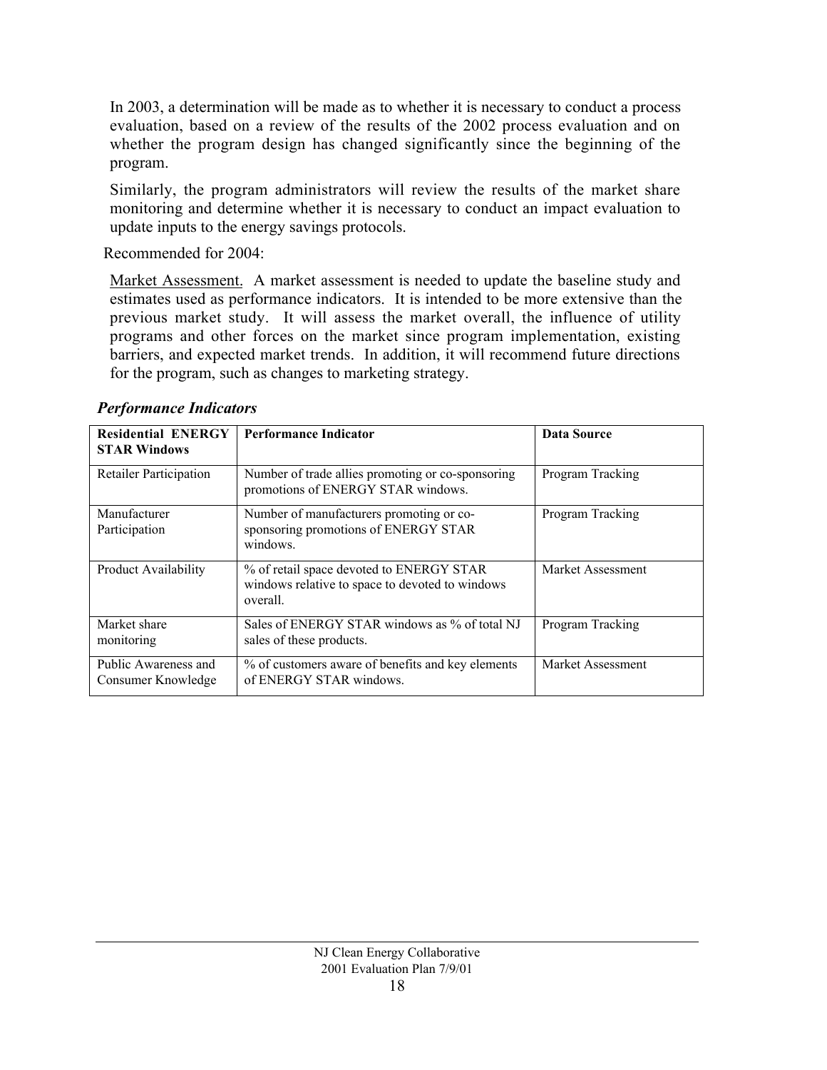In 2003, a determination will be made as to whether it is necessary to conduct a process evaluation, based on a review of the results of the 2002 process evaluation and on whether the program design has changed significantly since the beginning of the program.

Similarly, the program administrators will review the results of the market share monitoring and determine whether it is necessary to conduct an impact evaluation to update inputs to the energy savings protocols.

Recommended for 2004:

Market Assessment. A market assessment is needed to update the baseline study and estimates used as performance indicators. It is intended to be more extensive than the previous market study. It will assess the market overall, the influence of utility programs and other forces on the market since program implementation, existing barriers, and expected market trends. In addition, it will recommend future directions for the program, such as changes to marketing strategy.

### *Performance Indicators*

| **Residential ENERGY STAR Windows** | **Performance Indicator** | **Data Source** |
|---|---|---|
| Retailer Participation | Number of trade allies promoting or co-sponsoring promotions of ENERGY STAR windows. | Program Tracking |
| Manufacturer Participation | Number of manufacturers promoting or co-sponsoring promotions of ENERGY STAR windows. | Program Tracking |
| Product Availability | % of retail space devoted to ENERGY STAR windows relative to space to devoted to windows overall. | Market Assessment |
| Market share monitoring | Sales of ENERGY STAR windows as % of total NJ sales of these products. | Program Tracking |
| Public Awareness and Consumer Knowledge | % of customers aware of benefits and key elements of ENERGY STAR windows. | Market Assessment |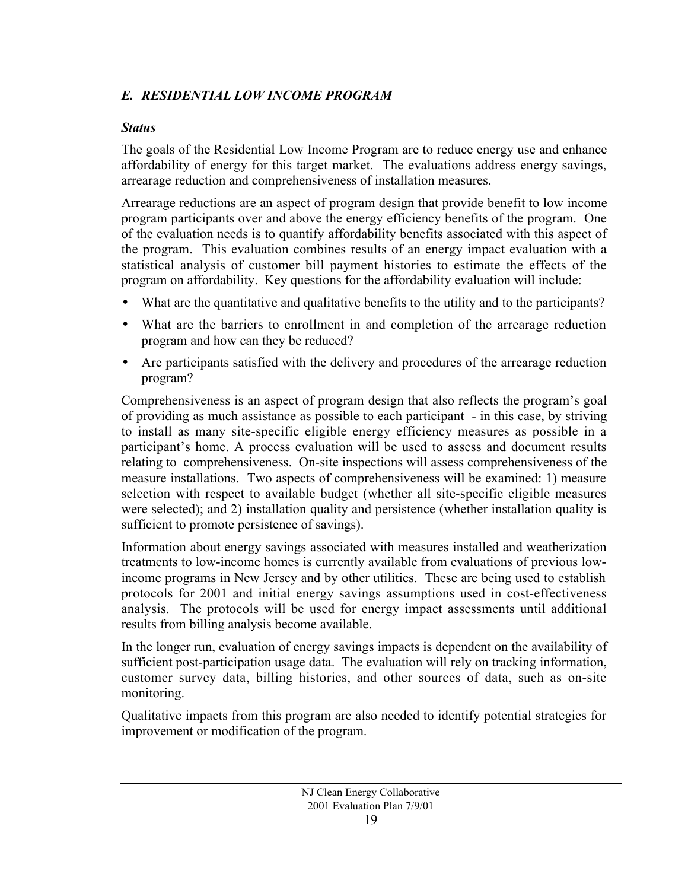## *E. RESIDENTIAL LOW INCOME PROGRAM*

### *Status*

The goals of the Residential Low Income Program are to reduce energy use and enhance affordability of energy for this target market. The evaluations address energy savings, arrearage reduction and comprehensiveness of installation measures.

Arrearage reductions are an aspect of program design that provide benefit to low income program participants over and above the energy efficiency benefits of the program. One of the evaluation needs is to quantify affordability benefits associated with this aspect of the program. This evaluation combines results of an energy impact evaluation with a statistical analysis of customer bill payment histories to estimate the effects of the program on affordability. Key questions for the affordability evaluation will include:

- What are the quantitative and qualitative benefits to the utility and to the participants?
- What are the barriers to enrollment in and completion of the arrearage reduction program and how can they be reduced?
- Are participants satisfied with the delivery and procedures of the arrearage reduction program?

Comprehensiveness is an aspect of program design that also reflects the program's goal of providing as much assistance as possible to each participant - in this case, by striving to install as many site-specific eligible energy efficiency measures as possible in a participant's home. A process evaluation will be used to assess and document results relating to comprehensiveness. On-site inspections will assess comprehensiveness of the measure installations. Two aspects of comprehensiveness will be examined: 1) measure selection with respect to available budget (whether all site-specific eligible measures were selected); and 2) installation quality and persistence (whether installation quality is sufficient to promote persistence of savings).

Information about energy savings associated with measures installed and weatherization treatments to low-income homes is currently available from evaluations of previous low-income programs in New Jersey and by other utilities. These are being used to establish protocols for 2001 and initial energy savings assumptions used in cost-effectiveness analysis. The protocols will be used for energy impact assessments until additional results from billing analysis become available.

In the longer run, evaluation of energy savings impacts is dependent on the availability of sufficient post-participation usage data. The evaluation will rely on tracking information, customer survey data, billing histories, and other sources of data, such as on-site monitoring.

Qualitative impacts from this program are also needed to identify potential strategies for improvement or modification of the program.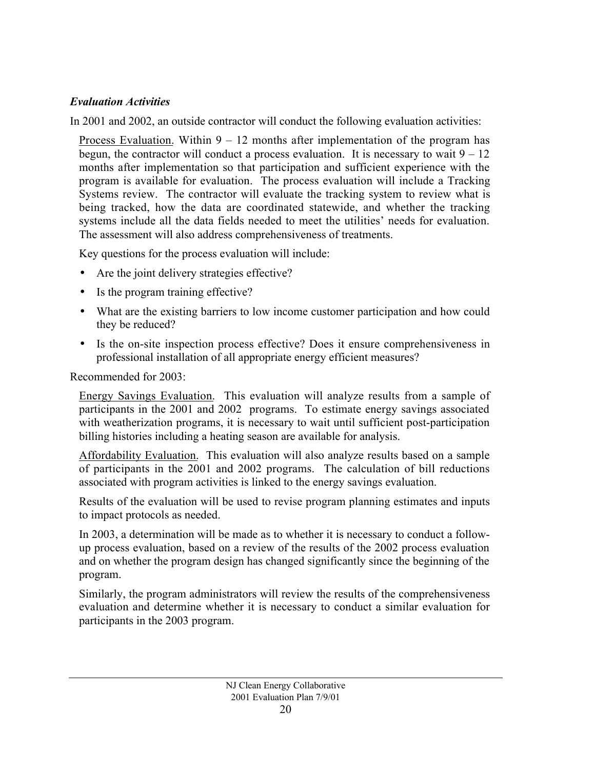### *Evaluation Activities*

In 2001 and 2002, an outside contractor will conduct the following evaluation activities:

Process Evaluation. Within 9 – 12 months after implementation of the program has begun, the contractor will conduct a process evaluation. It is necessary to wait 9 – 12 months after implementation so that participation and sufficient experience with the program is available for evaluation. The process evaluation will include a Tracking Systems review. The contractor will evaluate the tracking system to review what is being tracked, how the data are coordinated statewide, and whether the tracking systems include all the data fields needed to meet the utilities' needs for evaluation. The assessment will also address comprehensiveness of treatments.

Key questions for the process evaluation will include:

- Are the joint delivery strategies effective?
- Is the program training effective?
- What are the existing barriers to low income customer participation and how could they be reduced?
- Is the on-site inspection process effective? Does it ensure comprehensiveness in professional installation of all appropriate energy efficient measures?

Recommended for 2003:

Energy Savings Evaluation. This evaluation will analyze results from a sample of participants in the 2001 and 2002 programs. To estimate energy savings associated with weatherization programs, it is necessary to wait until sufficient post-participation billing histories including a heating season are available for analysis.

Affordability Evaluation. This evaluation will also analyze results based on a sample of participants in the 2001 and 2002 programs. The calculation of bill reductions associated with program activities is linked to the energy savings evaluation.

Results of the evaluation will be used to revise program planning estimates and inputs to impact protocols as needed.

In 2003, a determination will be made as to whether it is necessary to conduct a follow-up process evaluation, based on a review of the results of the 2002 process evaluation and on whether the program design has changed significantly since the beginning of the program.

Similarly, the program administrators will review the results of the comprehensiveness evaluation and determine whether it is necessary to conduct a similar evaluation for participants in the 2003 program.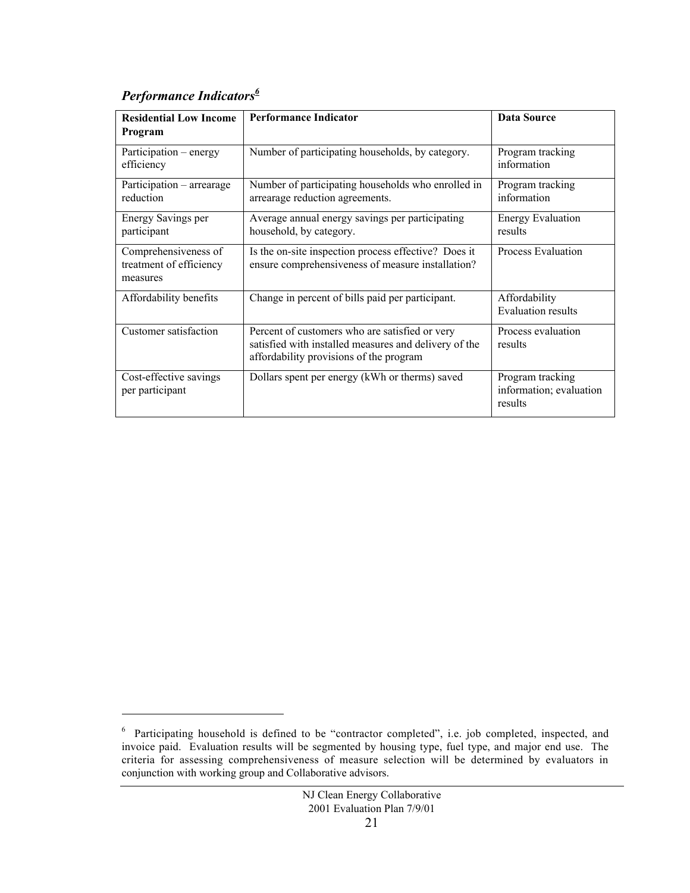### *Performance Indicators*[6]

| Residential Low Income Program | Performance Indicator | Data Source |
|---|---|---|
| Participation – energy efficiency | Number of participating households, by category. | Program tracking information |
| Participation – arrearage reduction | Number of participating households who enrolled in arrearage reduction agreements. | Program tracking information |
| Energy Savings per participant | Average annual energy savings per participating household, by category. | Energy Evaluation results |
| Comprehensiveness of treatment of efficiency measures | Is the on-site inspection process effective? Does it ensure comprehensiveness of measure installation? | Process Evaluation |
| Affordability benefits | Change in percent of bills paid per participant. | Affordability Evaluation results |
| Customer satisfaction | Percent of customers who are satisfied or very satisfied with installed measures and delivery of the affordability provisions of the program | Process evaluation results |
| Cost-effective savings per participant | Dollars spent per energy (kWh or therms) saved | Program tracking information; evaluation results |

---

[6] Participating household is defined to be "contractor completed", i.e. job completed, inspected, and invoice paid. Evaluation results will be segmented by housing type, fuel type, and major end use. The criteria for assessing comprehensiveness of measure selection will be determined by evaluators in conjunction with working group and Collaborative advisors.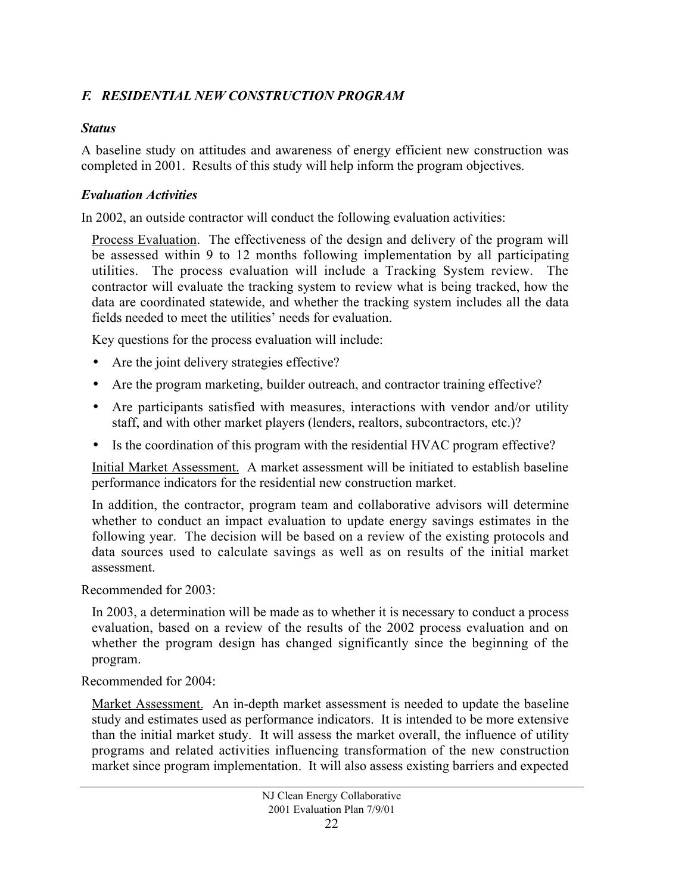### *F. RESIDENTIAL NEW CONSTRUCTION PROGRAM*

#### *Status*

A baseline study on attitudes and awareness of energy efficient new construction was completed in 2001. Results of this study will help inform the program objectives.

#### *Evaluation Activities*

In 2002, an outside contractor will conduct the following evaluation activities:

Process Evaluation. The effectiveness of the design and delivery of the program will be assessed within 9 to 12 months following implementation by all participating utilities. The process evaluation will include a Tracking System review. The contractor will evaluate the tracking system to review what is being tracked, how the data are coordinated statewide, and whether the tracking system includes all the data fields needed to meet the utilities' needs for evaluation.

Key questions for the process evaluation will include:

- Are the joint delivery strategies effective?
- Are the program marketing, builder outreach, and contractor training effective?
- Are participants satisfied with measures, interactions with vendor and/or utility staff, and with other market players (lenders, realtors, subcontractors, etc.)?
- Is the coordination of this program with the residential HVAC program effective?

Initial Market Assessment. A market assessment will be initiated to establish baseline performance indicators for the residential new construction market.

In addition, the contractor, program team and collaborative advisors will determine whether to conduct an impact evaluation to update energy savings estimates in the following year. The decision will be based on a review of the existing protocols and data sources used to calculate savings as well as on results of the initial market assessment.

Recommended for 2003:

In 2003, a determination will be made as to whether it is necessary to conduct a process evaluation, based on a review of the results of the 2002 process evaluation and on whether the program design has changed significantly since the beginning of the program.

Recommended for 2004:

Market Assessment. An in-depth market assessment is needed to update the baseline study and estimates used as performance indicators. It is intended to be more extensive than the initial market study. It will assess the market overall, the influence of utility programs and related activities influencing transformation of the new construction market since program implementation. It will also assess existing barriers and expected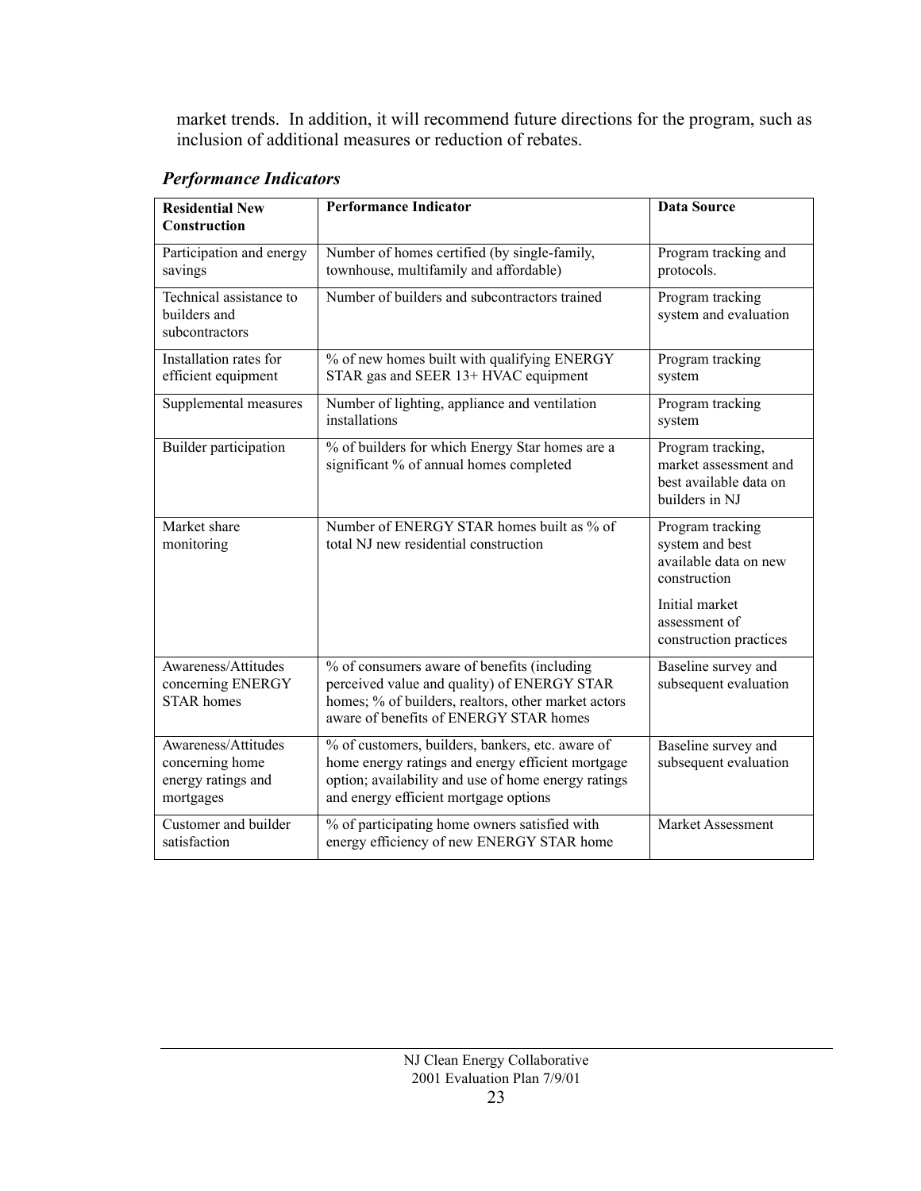market trends. In addition, it will recommend future directions for the program, such as inclusion of additional measures or reduction of rebates.

### *Performance Indicators*

| **Residential New Construction** | **Performance Indicator** | **Data Source** |
|---|---|---|
| Participation and energy savings | Number of homes certified (by single-family, townhouse, multifamily and affordable) | Program tracking and protocols. |
| Technical assistance to builders and subcontractors | Number of builders and subcontractors trained | Program tracking system and evaluation |
| Installation rates for efficient equipment | % of new homes built with qualifying ENERGY STAR gas and SEER 13+ HVAC equipment | Program tracking system |
| Supplemental measures | Number of lighting, appliance and ventilation installations | Program tracking system |
| Builder participation | % of builders for which Energy Star homes are a significant % of annual homes completed | Program tracking, market assessment and best available data on builders in NJ |
| Market share monitoring | Number of ENERGY STAR homes built as % of total NJ new residential construction | Program tracking system and best available data on new construction<br><br>Initial market assessment of construction practices |
| Awareness/Attitudes concerning ENERGY STAR homes | % of consumers aware of benefits (including perceived value and quality) of ENERGY STAR homes; % of builders, realtors, other market actors aware of benefits of ENERGY STAR homes | Baseline survey and subsequent evaluation |
| Awareness/Attitudes concerning home energy ratings and mortgages | % of customers, builders, bankers, etc. aware of home energy ratings and energy efficient mortgage option; availability and use of home energy ratings and energy efficient mortgage options | Baseline survey and subsequent evaluation |
| Customer and builder satisfaction | % of participating home owners satisfied with energy efficiency of new ENERGY STAR home | Market Assessment |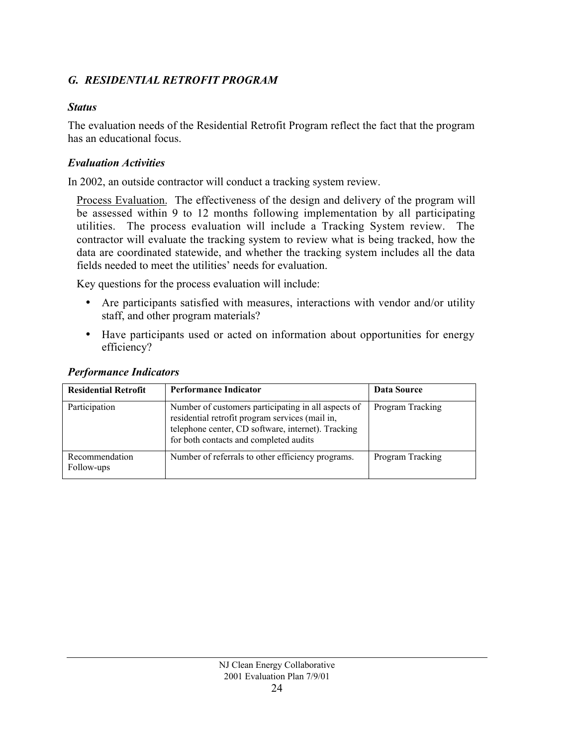## *G. RESIDENTIAL RETROFIT PROGRAM*

### *Status*

The evaluation needs of the Residential Retrofit Program reflect the fact that the program has an educational focus.

### *Evaluation Activities*

In 2002, an outside contractor will conduct a tracking system review.

Process Evaluation. The effectiveness of the design and delivery of the program will be assessed within 9 to 12 months following implementation by all participating utilities. The process evaluation will include a Tracking System review. The contractor will evaluate the tracking system to review what is being tracked, how the data are coordinated statewide, and whether the tracking system includes all the data fields needed to meet the utilities' needs for evaluation.

Key questions for the process evaluation will include:

- Are participants satisfied with measures, interactions with vendor and/or utility staff, and other program materials?
- Have participants used or acted on information about opportunities for energy efficiency?

### *Performance Indicators*

| Residential Retrofit | Performance Indicator | Data Source |
|---|---|---|
| Participation | Number of customers participating in all aspects of residential retrofit program services (mail in, telephone center, CD software, internet). Tracking for both contacts and completed audits | Program Tracking |
| Recommendation Follow-ups | Number of referrals to other efficiency programs. | Program Tracking |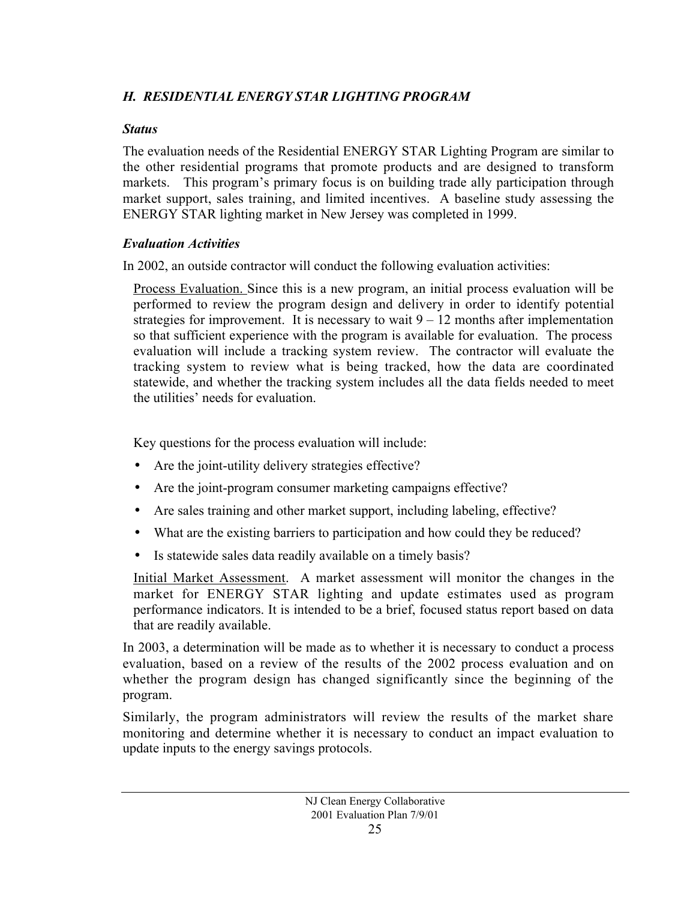### *H. RESIDENTIAL ENERGY STAR LIGHTING PROGRAM*

***Status***

The evaluation needs of the Residential ENERGY STAR Lighting Program are similar to the other residential programs that promote products and are designed to transform markets. This program's primary focus is on building trade ally participation through market support, sales training, and limited incentives. A baseline study assessing the ENERGY STAR lighting market in New Jersey was completed in 1999.

***Evaluation Activities***

In 2002, an outside contractor will conduct the following evaluation activities:

<u>Process Evaluation.</u> Since this is a new program, an initial process evaluation will be performed to review the program design and delivery in order to identify potential strategies for improvement. It is necessary to wait 9 – 12 months after implementation so that sufficient experience with the program is available for evaluation. The process evaluation will include a tracking system review. The contractor will evaluate the tracking system to review what is being tracked, how the data are coordinated statewide, and whether the tracking system includes all the data fields needed to meet the utilities' needs for evaluation.

Key questions for the process evaluation will include:

- Are the joint-utility delivery strategies effective?
- Are the joint-program consumer marketing campaigns effective?
- Are sales training and other market support, including labeling, effective?
- What are the existing barriers to participation and how could they be reduced?
- Is statewide sales data readily available on a timely basis?

<u>Initial Market Assessment</u>. A market assessment will monitor the changes in the market for ENERGY STAR lighting and update estimates used as program performance indicators. It is intended to be a brief, focused status report based on data that are readily available.

In 2003, a determination will be made as to whether it is necessary to conduct a process evaluation, based on a review of the results of the 2002 process evaluation and on whether the program design has changed significantly since the beginning of the program.

Similarly, the program administrators will review the results of the market share monitoring and determine whether it is necessary to conduct an impact evaluation to update inputs to the energy savings protocols.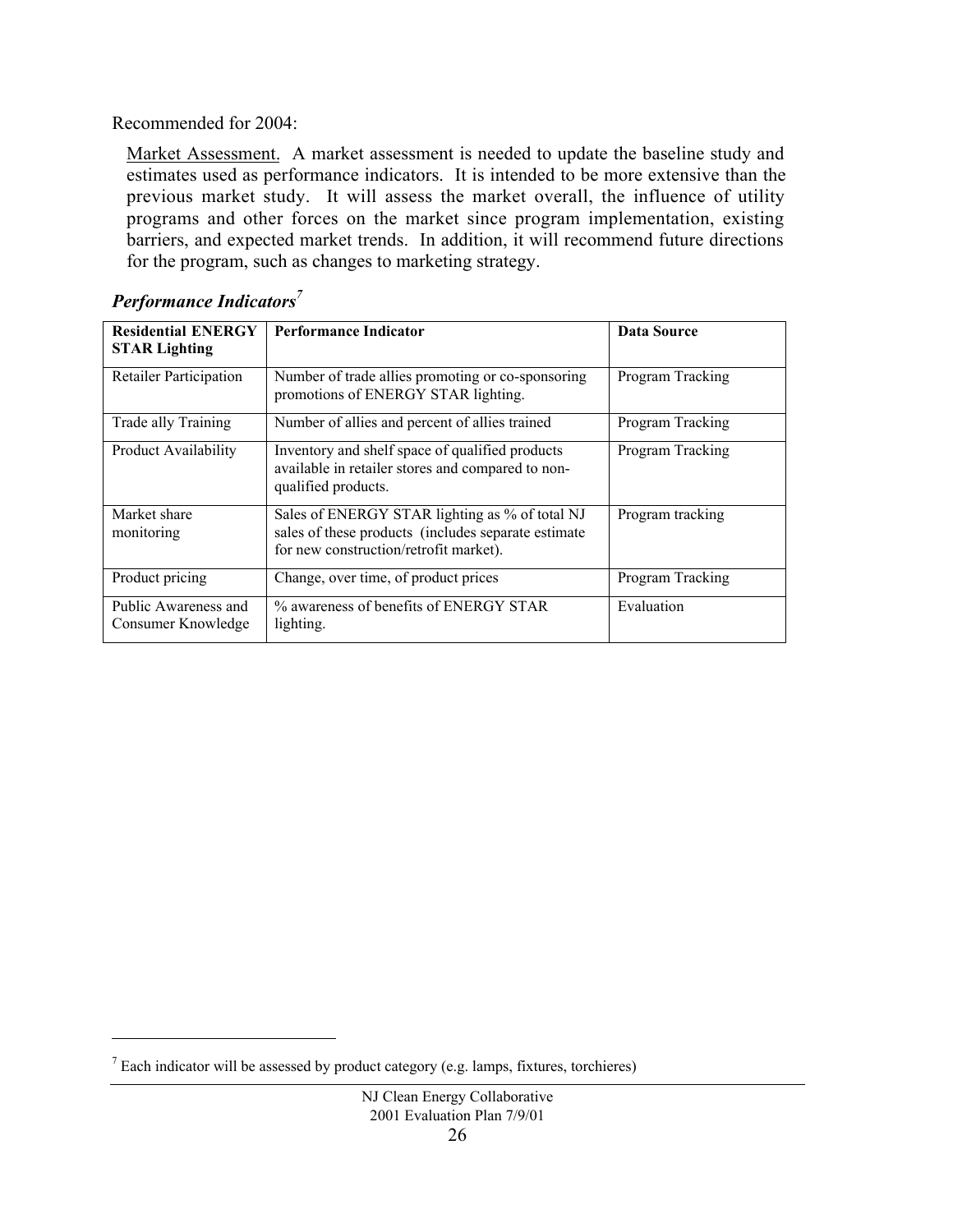Recommended for 2004:

Market Assessment. A market assessment is needed to update the baseline study and estimates used as performance indicators. It is intended to be more extensive than the previous market study. It will assess the market overall, the influence of utility programs and other forces on the market since program implementation, existing barriers, and expected market trends. In addition, it will recommend future directions for the program, such as changes to marketing strategy.

### *Performance Indicators*[7]

| Residential ENERGY STAR Lighting | Performance Indicator | Data Source |
|---|---|---|
| Retailer Participation | Number of trade allies promoting or co-sponsoring promotions of ENERGY STAR lighting. | Program Tracking |
| Trade ally Training | Number of allies and percent of allies trained | Program Tracking |
| Product Availability | Inventory and shelf space of qualified products available in retailer stores and compared to non-qualified products. | Program Tracking |
| Market share monitoring | Sales of ENERGY STAR lighting as % of total NJ sales of these products (includes separate estimate for new construction/retrofit market). | Program tracking |
| Product pricing | Change, over time, of product prices | Program Tracking |
| Public Awareness and Consumer Knowledge | % awareness of benefits of ENERGY STAR lighting. | Evaluation |

[7] Each indicator will be assessed by product category (e.g. lamps, fixtures, torchieres)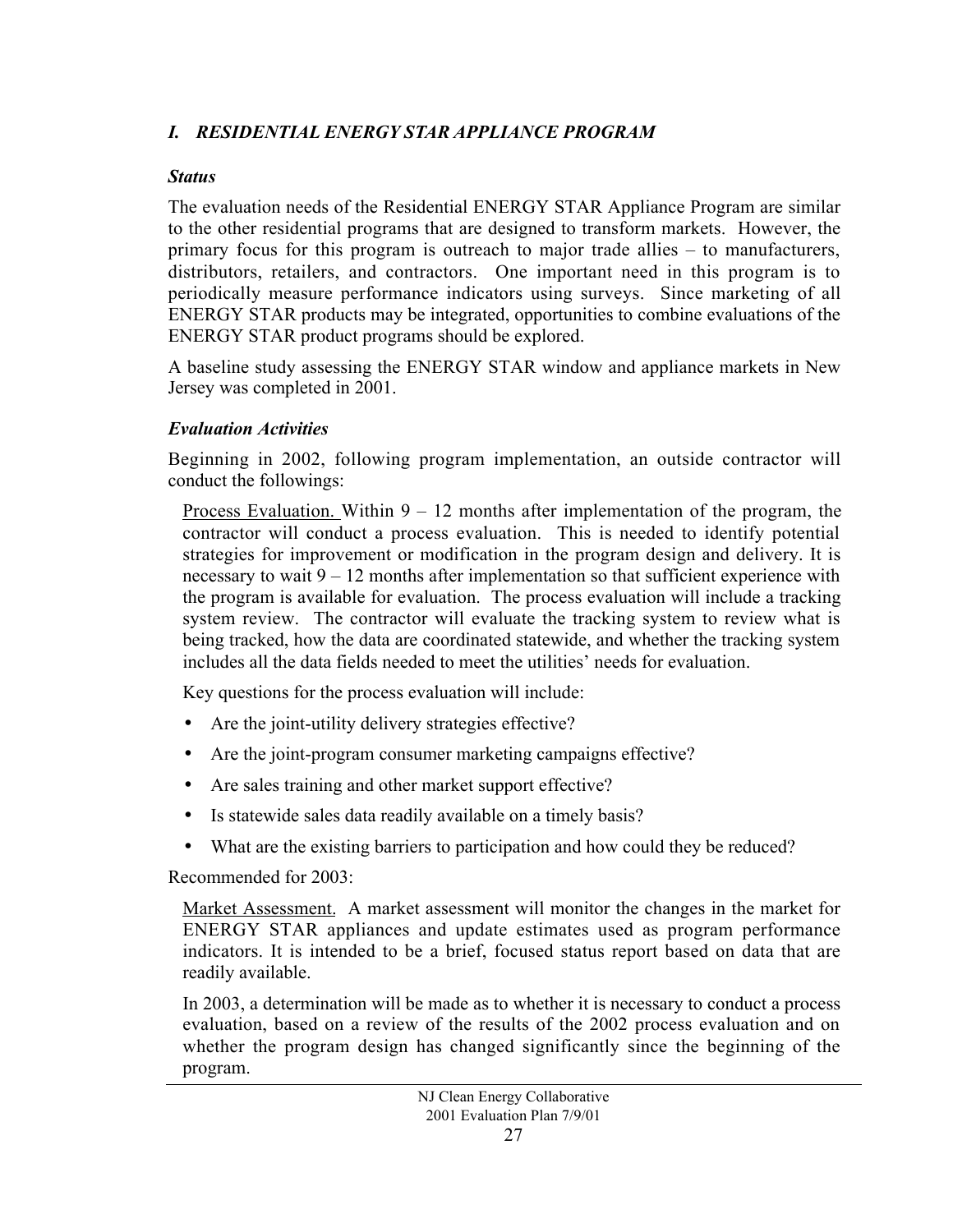## *I. RESIDENTIAL ENERGY STAR APPLIANCE PROGRAM*

### *Status*

The evaluation needs of the Residential ENERGY STAR Appliance Program are similar to the other residential programs that are designed to transform markets. However, the primary focus for this program is outreach to major trade allies – to manufacturers, distributors, retailers, and contractors. One important need in this program is to periodically measure performance indicators using surveys. Since marketing of all ENERGY STAR products may be integrated, opportunities to combine evaluations of the ENERGY STAR product programs should be explored.

A baseline study assessing the ENERGY STAR window and appliance markets in New Jersey was completed in 2001.

### *Evaluation Activities*

Beginning in 2002, following program implementation, an outside contractor will conduct the followings:

Process Evaluation. Within 9 – 12 months after implementation of the program, the contractor will conduct a process evaluation. This is needed to identify potential strategies for improvement or modification in the program design and delivery. It is necessary to wait 9 – 12 months after implementation so that sufficient experience with the program is available for evaluation. The process evaluation will include a tracking system review. The contractor will evaluate the tracking system to review what is being tracked, how the data are coordinated statewide, and whether the tracking system includes all the data fields needed to meet the utilities' needs for evaluation.

Key questions for the process evaluation will include:

- Are the joint-utility delivery strategies effective?
- Are the joint-program consumer marketing campaigns effective?
- Are sales training and other market support effective?
- Is statewide sales data readily available on a timely basis?
- What are the existing barriers to participation and how could they be reduced?

Recommended for 2003:

Market Assessment. A market assessment will monitor the changes in the market for ENERGY STAR appliances and update estimates used as program performance indicators. It is intended to be a brief, focused status report based on data that are readily available.

In 2003, a determination will be made as to whether it is necessary to conduct a process evaluation, based on a review of the results of the 2002 process evaluation and on whether the program design has changed significantly since the beginning of the program.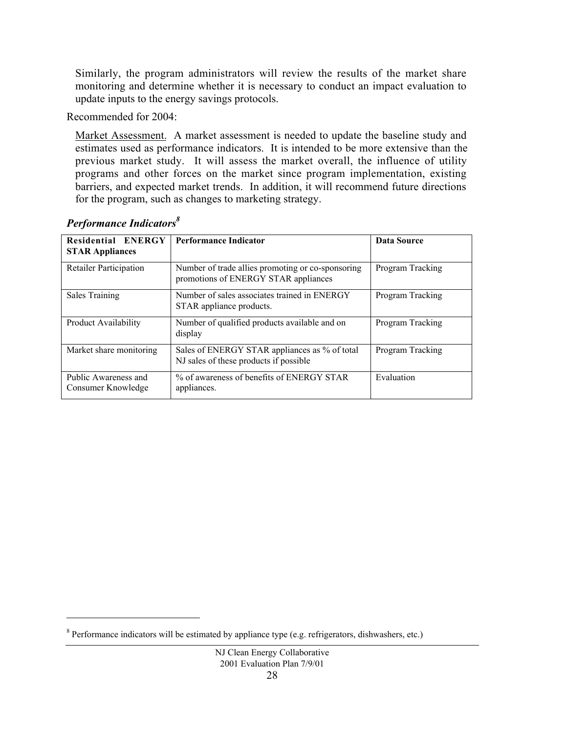Similarly, the program administrators will review the results of the market share monitoring and determine whether it is necessary to conduct an impact evaluation to update inputs to the energy savings protocols.

Recommended for 2004:

Market Assessment. A market assessment is needed to update the baseline study and estimates used as performance indicators. It is intended to be more extensive than the previous market study. It will assess the market overall, the influence of utility programs and other forces on the market since program implementation, existing barriers, and expected market trends. In addition, it will recommend future directions for the program, such as changes to marketing strategy.

### *Performance Indicators*[8]

| Residential ENERGY STAR Appliances | Performance Indicator | Data Source |
|---|---|---|
| Retailer Participation | Number of trade allies promoting or co-sponsoring promotions of ENERGY STAR appliances | Program Tracking |
| Sales Training | Number of sales associates trained in ENERGY STAR appliance products. | Program Tracking |
| Product Availability | Number of qualified products available and on display | Program Tracking |
| Market share monitoring | Sales of ENERGY STAR appliances as % of total NJ sales of these products if possible | Program Tracking |
| Public Awareness and Consumer Knowledge | % of awareness of benefits of ENERGY STAR appliances. | Evaluation |

[8] Performance indicators will be estimated by appliance type (e.g. refrigerators, dishwashers, etc.)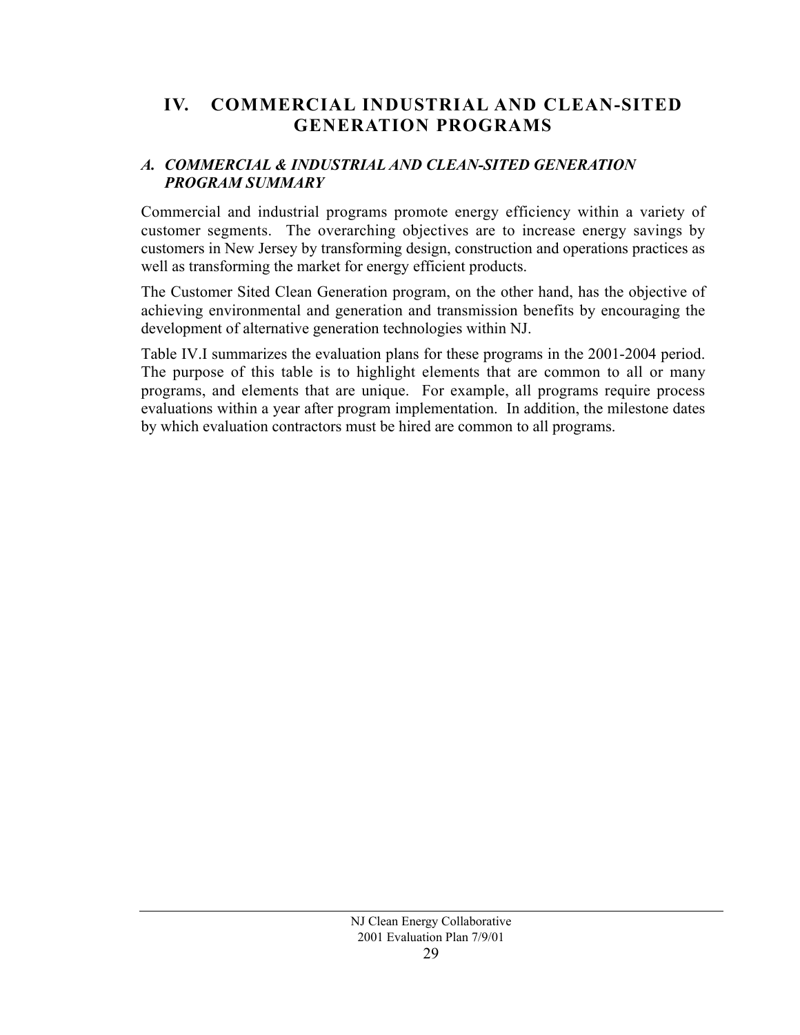# IV. COMMERCIAL INDUSTRIAL AND CLEAN-SITED GENERATION PROGRAMS

## *A. COMMERCIAL & INDUSTRIAL AND CLEAN-SITED GENERATION PROGRAM SUMMARY*

Commercial and industrial programs promote energy efficiency within a variety of customer segments. The overarching objectives are to increase energy savings by customers in New Jersey by transforming design, construction and operations practices as well as transforming the market for energy efficient products.

The Customer Sited Clean Generation program, on the other hand, has the objective of achieving environmental and generation and transmission benefits by encouraging the development of alternative generation technologies within NJ.

Table IV.I summarizes the evaluation plans for these programs in the 2001-2004 period. The purpose of this table is to highlight elements that are common to all or many programs, and elements that are unique. For example, all programs require process evaluations within a year after program implementation. In addition, the milestone dates by which evaluation contractors must be hired are common to all programs.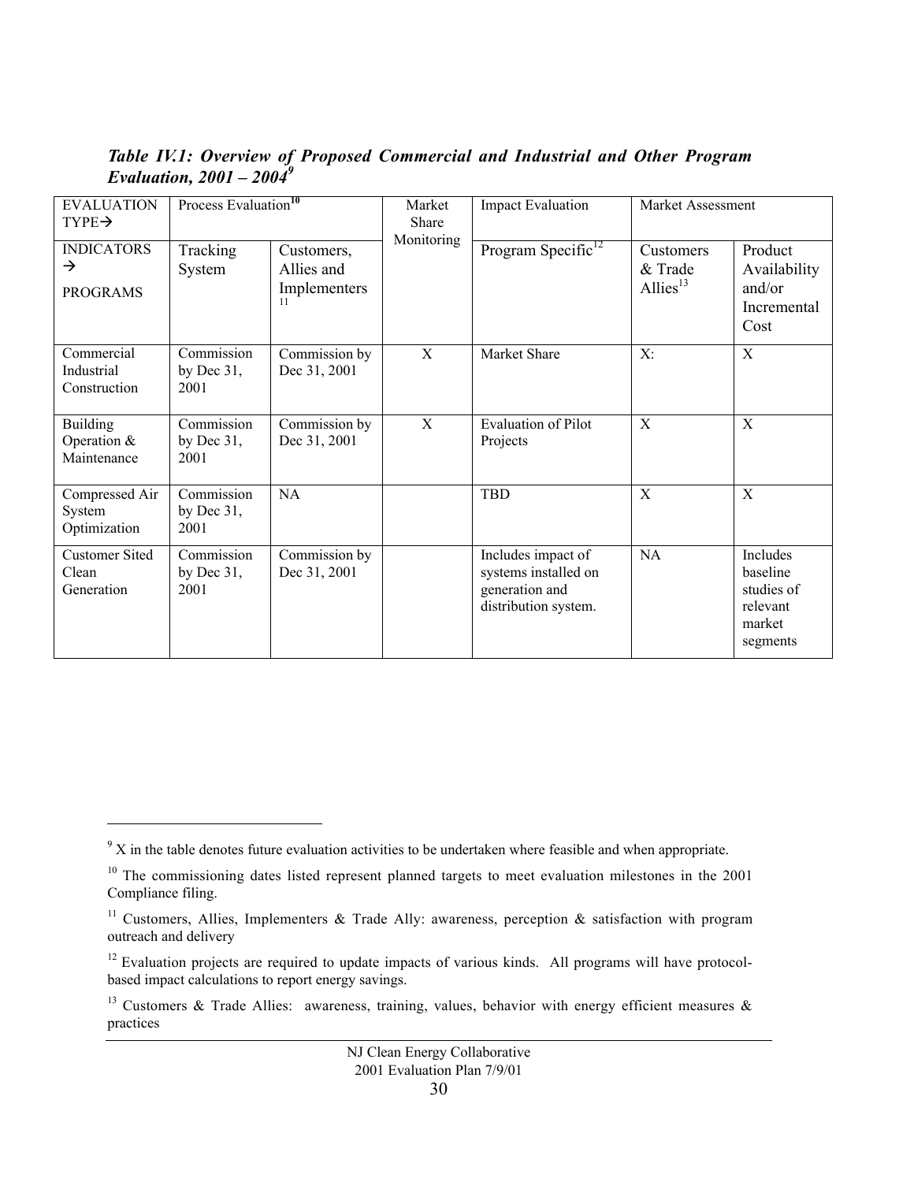*Table IV.1: Overview of Proposed Commercial and Industrial and Other Program Evaluation, 2001 – 2004*[9]

| EVALUATION TYPE→ | Process Evaluation[10] | | Market Share Monitoring | Impact Evaluation | Market Assessment | |
|---|---|---|---|---|---|---|
| INDICATORS → PROGRAMS | Tracking System | Customers, Allies and Implementers[11] | | Program Specific[12] | Customers & Trade Allies[13] | Product Availability and/or Incremental Cost |
| Commercial Industrial Construction | Commission by Dec 31, 2001 | Commission by Dec 31, 2001 | X | Market Share | X: | X |
| Building Operation & Maintenance | Commission by Dec 31, 2001 | Commission by Dec 31, 2001 | X | Evaluation of Pilot Projects | X | X |
| Compressed Air System Optimization | Commission by Dec 31, 2001 | NA | | TBD | X | X |
| Customer Sited Clean Generation | Commission by Dec 31, 2001 | Commission by Dec 31, 2001 | | Includes impact of systems installed on generation and distribution system. | NA | Includes baseline studies of relevant market segments |

[9] X in the table denotes future evaluation activities to be undertaken where feasible and when appropriate.

[10] The commissioning dates listed represent planned targets to meet evaluation milestones in the 2001 Compliance filing.

[11] Customers, Allies, Implementers & Trade Ally: awareness, perception & satisfaction with program outreach and delivery

[12] Evaluation projects are required to update impacts of various kinds. All programs will have protocol-based impact calculations to report energy savings.

[13] Customers & Trade Allies: awareness, training, values, behavior with energy efficient measures & practices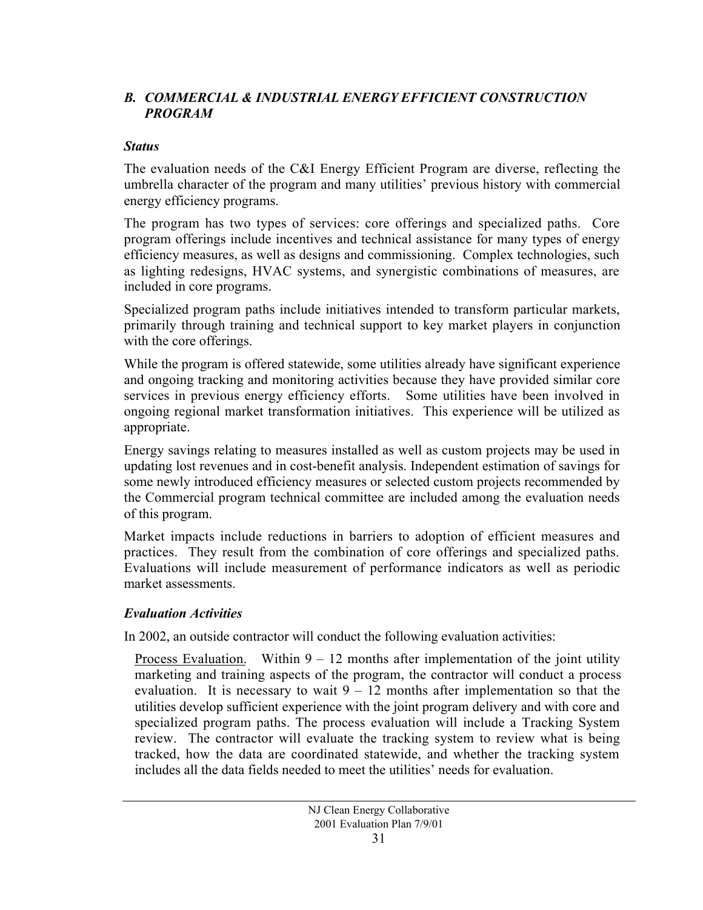### *B. COMMERCIAL & INDUSTRIAL ENERGY EFFICIENT CONSTRUCTION PROGRAM*

***Status***

The evaluation needs of the C&I Energy Efficient Program are diverse, reflecting the umbrella character of the program and many utilities' previous history with commercial energy efficiency programs.

The program has two types of services: core offerings and specialized paths. Core program offerings include incentives and technical assistance for many types of energy efficiency measures, as well as designs and commissioning. Complex technologies, such as lighting redesigns, HVAC systems, and synergistic combinations of measures, are included in core programs.

Specialized program paths include initiatives intended to transform particular markets, primarily through training and technical support to key market players in conjunction with the core offerings.

While the program is offered statewide, some utilities already have significant experience and ongoing tracking and monitoring activities because they have provided similar core services in previous energy efficiency efforts. Some utilities have been involved in ongoing regional market transformation initiatives. This experience will be utilized as appropriate.

Energy savings relating to measures installed as well as custom projects may be used in updating lost revenues and in cost-benefit analysis. Independent estimation of savings for some newly introduced efficiency measures or selected custom projects recommended by the Commercial program technical committee are included among the evaluation needs of this program.

Market impacts include reductions in barriers to adoption of efficient measures and practices. They result from the combination of core offerings and specialized paths. Evaluations will include measurement of performance indicators as well as periodic market assessments.

***Evaluation Activities***

In 2002, an outside contractor will conduct the following evaluation activities:

Process Evaluation. Within 9 – 12 months after implementation of the joint utility marketing and training aspects of the program, the contractor will conduct a process evaluation. It is necessary to wait 9 – 12 months after implementation so that the utilities develop sufficient experience with the joint program delivery and with core and specialized program paths. The process evaluation will include a Tracking System review. The contractor will evaluate the tracking system to review what is being tracked, how the data are coordinated statewide, and whether the tracking system includes all the data fields needed to meet the utilities' needs for evaluation.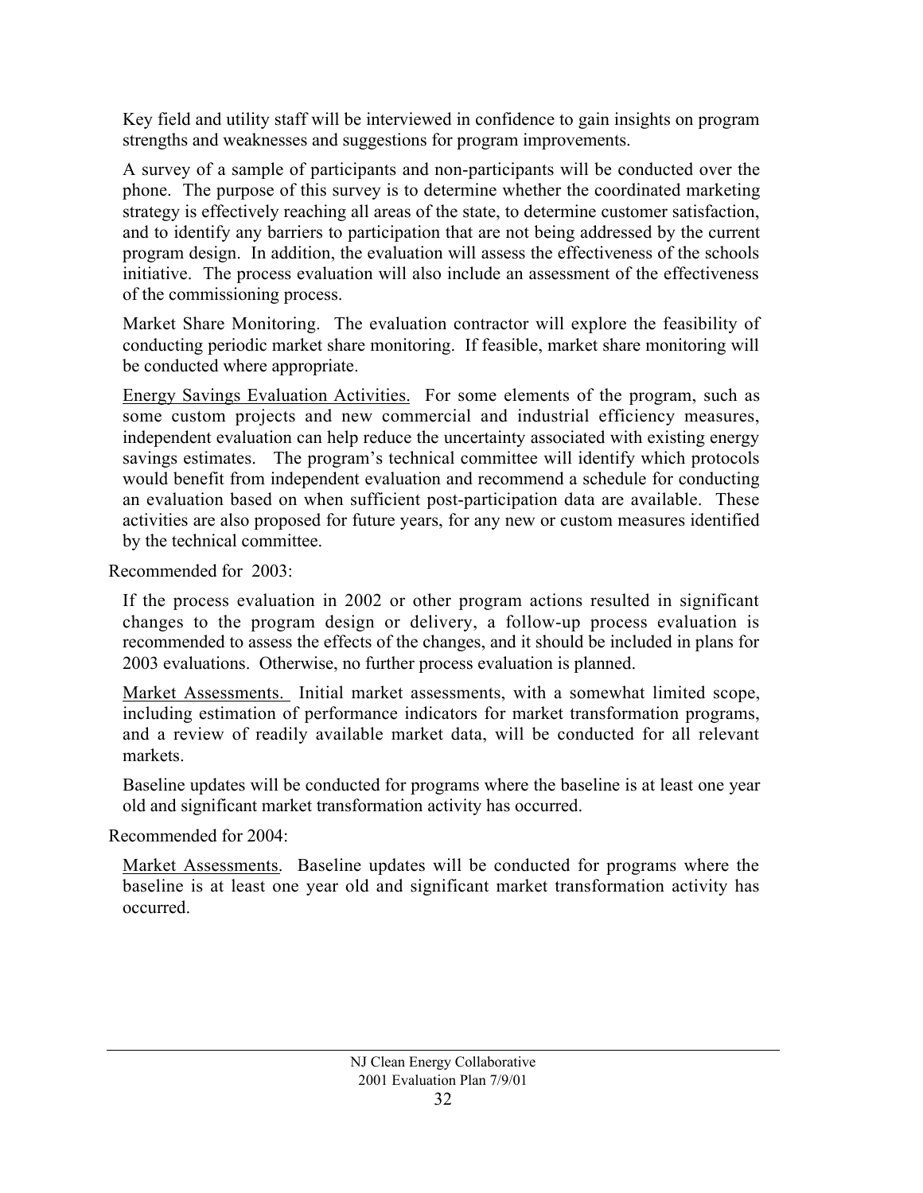Key field and utility staff will be interviewed in confidence to gain insights on program strengths and weaknesses and suggestions for program improvements.

A survey of a sample of participants and non-participants will be conducted over the phone. The purpose of this survey is to determine whether the coordinated marketing strategy is effectively reaching all areas of the state, to determine customer satisfaction, and to identify any barriers to participation that are not being addressed by the current program design. In addition, the evaluation will assess the effectiveness of the schools initiative. The process evaluation will also include an assessment of the effectiveness of the commissioning process.

Market Share Monitoring. The evaluation contractor will explore the feasibility of conducting periodic market share monitoring. If feasible, market share monitoring will be conducted where appropriate.

<u>Energy Savings Evaluation Activities.</u> For some elements of the program, such as some custom projects and new commercial and industrial efficiency measures, independent evaluation can help reduce the uncertainty associated with existing energy savings estimates. The program's technical committee will identify which protocols would benefit from independent evaluation and recommend a schedule for conducting an evaluation based on when sufficient post-participation data are available. These activities are also proposed for future years, for any new or custom measures identified by the technical committee.

Recommended for 2003:

If the process evaluation in 2002 or other program actions resulted in significant changes to the program design or delivery, a follow-up process evaluation is recommended to assess the effects of the changes, and it should be included in plans for 2003 evaluations. Otherwise, no further process evaluation is planned.

<u>Market Assessments.</u> Initial market assessments, with a somewhat limited scope, including estimation of performance indicators for market transformation programs, and a review of readily available market data, will be conducted for all relevant markets.

Baseline updates will be conducted for programs where the baseline is at least one year old and significant market transformation activity has occurred.

Recommended for 2004:

<u>Market Assessments</u>. Baseline updates will be conducted for programs where the baseline is at least one year old and significant market transformation activity has occurred.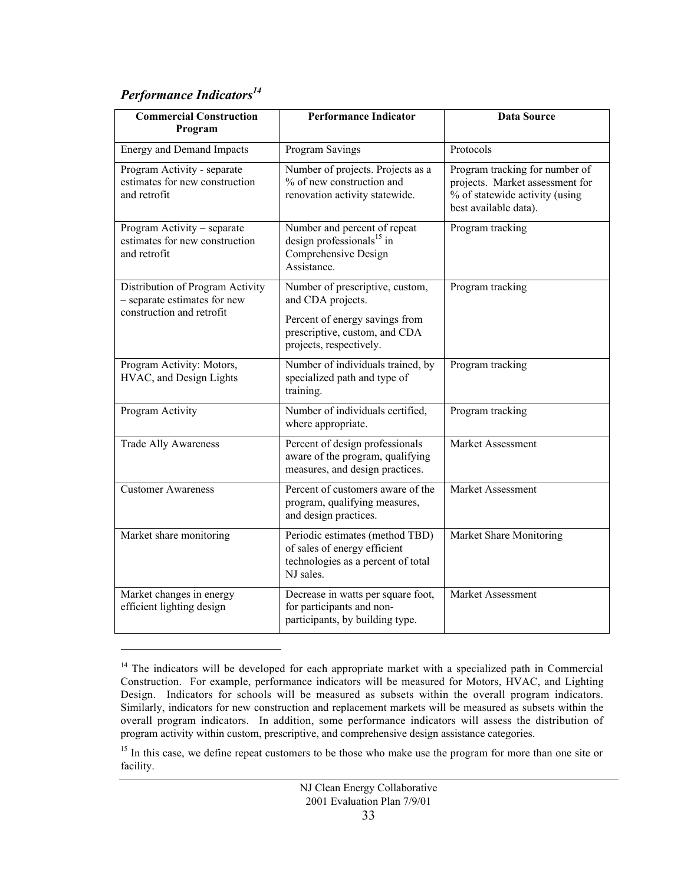### *Performance Indicators*[14]

| Commercial Construction Program | Performance Indicator | Data Source |
|---|---|---|
| Energy and Demand Impacts | Program Savings | Protocols |
| Program Activity - separate estimates for new construction and retrofit | Number of projects. Projects as a % of new construction and renovation activity statewide. | Program tracking for number of projects. Market assessment for % of statewide activity (using best available data). |
| Program Activity – separate estimates for new construction and retrofit | Number and percent of repeat design professionals[15] in Comprehensive Design Assistance. | Program tracking |
| Distribution of Program Activity – separate estimates for new construction and retrofit | Number of prescriptive, custom, and CDA projects.<br><br>Percent of energy savings from prescriptive, custom, and CDA projects, respectively. | Program tracking |
| Program Activity: Motors, HVAC, and Design Lights | Number of individuals trained, by specialized path and type of training. | Program tracking |
| Program Activity | Number of individuals certified, where appropriate. | Program tracking |
| Trade Ally Awareness | Percent of design professionals aware of the program, qualifying measures, and design practices. | Market Assessment |
| Customer Awareness | Percent of customers aware of the program, qualifying measures, and design practices. | Market Assessment |
| Market share monitoring | Periodic estimates (method TBD) of sales of energy efficient technologies as a percent of total NJ sales. | Market Share Monitoring |
| Market changes in energy efficient lighting design | Decrease in watts per square foot, for participants and non-participants, by building type. | Market Assessment |

[14] The indicators will be developed for each appropriate market with a specialized path in Commercial Construction. For example, performance indicators will be measured for Motors, HVAC, and Lighting Design. Indicators for schools will be measured as subsets within the overall program indicators. Similarly, indicators for new construction and replacement markets will be measured as subsets within the overall program indicators. In addition, some performance indicators will assess the distribution of program activity within custom, prescriptive, and comprehensive design assistance categories.

[15] In this case, we define repeat customers to be those who make use the program for more than one site or facility.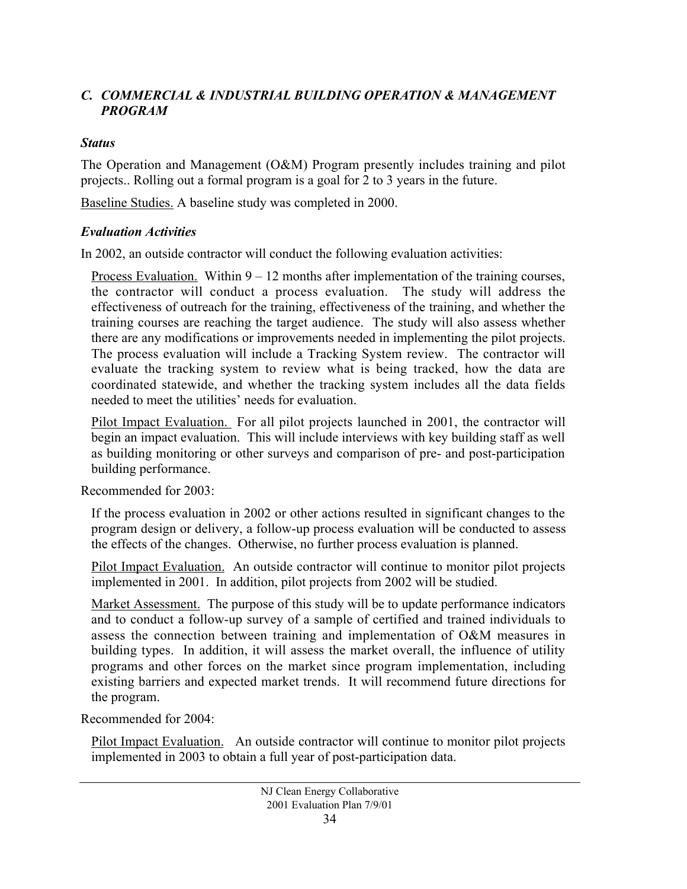## *C. COMMERCIAL & INDUSTRIAL BUILDING OPERATION & MANAGEMENT PROGRAM*

### *Status*

The Operation and Management (O&M) Program presently includes training and pilot projects.. Rolling out a formal program is a goal for 2 to 3 years in the future.

Baseline Studies. A baseline study was completed in 2000.

### *Evaluation Activities*

In 2002, an outside contractor will conduct the following evaluation activities:

Process Evaluation. Within 9 – 12 months after implementation of the training courses, the contractor will conduct a process evaluation. The study will address the effectiveness of outreach for the training, effectiveness of the training, and whether the training courses are reaching the target audience. The study will also assess whether there are any modifications or improvements needed in implementing the pilot projects. The process evaluation will include a Tracking System review. The contractor will evaluate the tracking system to review what is being tracked, how the data are coordinated statewide, and whether the tracking system includes all the data fields needed to meet the utilities' needs for evaluation.

Pilot Impact Evaluation. For all pilot projects launched in 2001, the contractor will begin an impact evaluation. This will include interviews with key building staff as well as building monitoring or other surveys and comparison of pre- and post-participation building performance.

Recommended for 2003:

If the process evaluation in 2002 or other actions resulted in significant changes to the program design or delivery, a follow-up process evaluation will be conducted to assess the effects of the changes. Otherwise, no further process evaluation is planned.

Pilot Impact Evaluation. An outside contractor will continue to monitor pilot projects implemented in 2001. In addition, pilot projects from 2002 will be studied.

Market Assessment. The purpose of this study will be to update performance indicators and to conduct a follow-up survey of a sample of certified and trained individuals to assess the connection between training and implementation of O&M measures in building types. In addition, it will assess the market overall, the influence of utility programs and other forces on the market since program implementation, including existing barriers and expected market trends. It will recommend future directions for the program.

Recommended for 2004:

Pilot Impact Evaluation. An outside contractor will continue to monitor pilot projects implemented in 2003 to obtain a full year of post-participation data.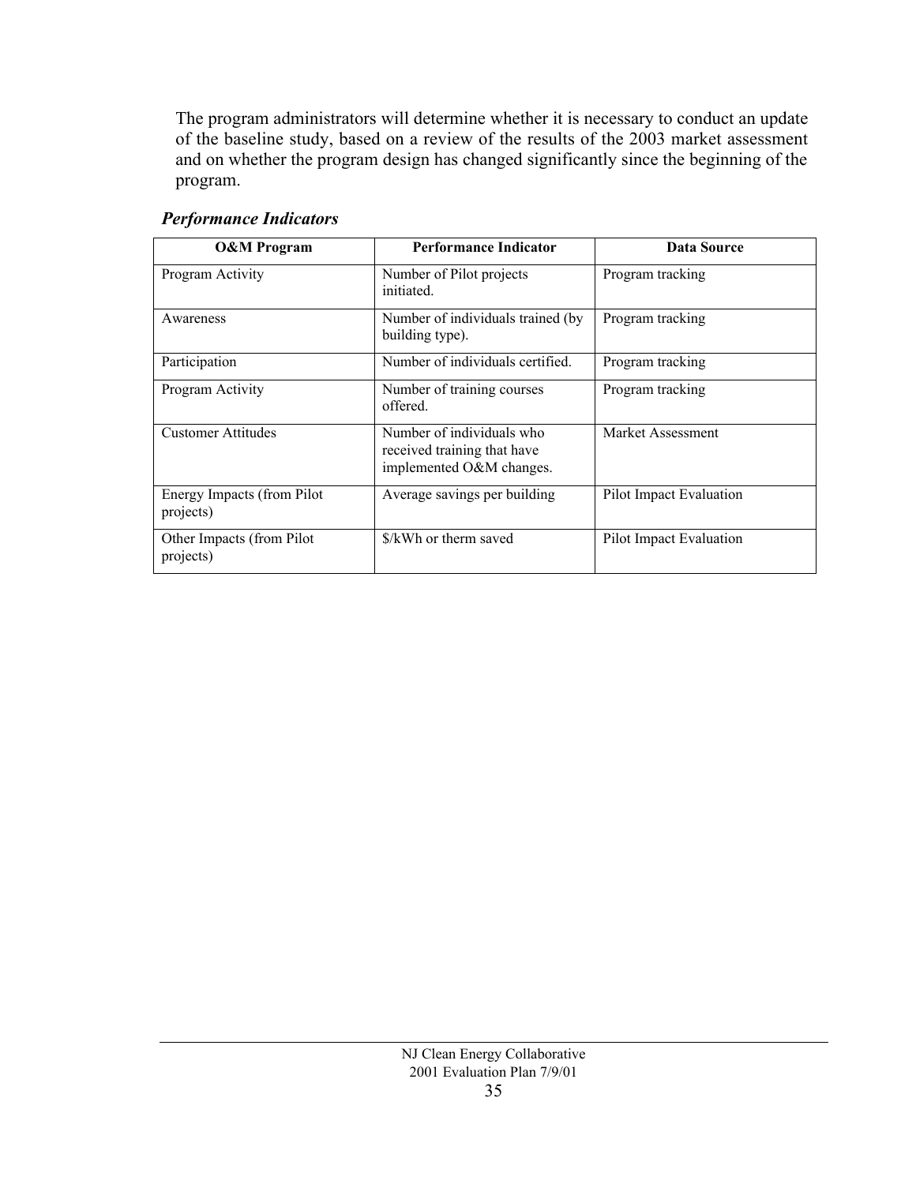The program administrators will determine whether it is necessary to conduct an update of the baseline study, based on a review of the results of the 2003 market assessment and on whether the program design has changed significantly since the beginning of the program.

### *Performance Indicators*

| O&M Program | Performance Indicator | Data Source |
|---|---|---|
| Program Activity | Number of Pilot projects initiated. | Program tracking |
| Awareness | Number of individuals trained (by building type). | Program tracking |
| Participation | Number of individuals certified. | Program tracking |
| Program Activity | Number of training courses offered. | Program tracking |
| Customer Attitudes | Number of individuals who received training that have implemented O&M changes. | Market Assessment |
| Energy Impacts (from Pilot projects) | Average savings per building | Pilot Impact Evaluation |
| Other Impacts (from Pilot projects) | $/kWh or therm saved | Pilot Impact Evaluation |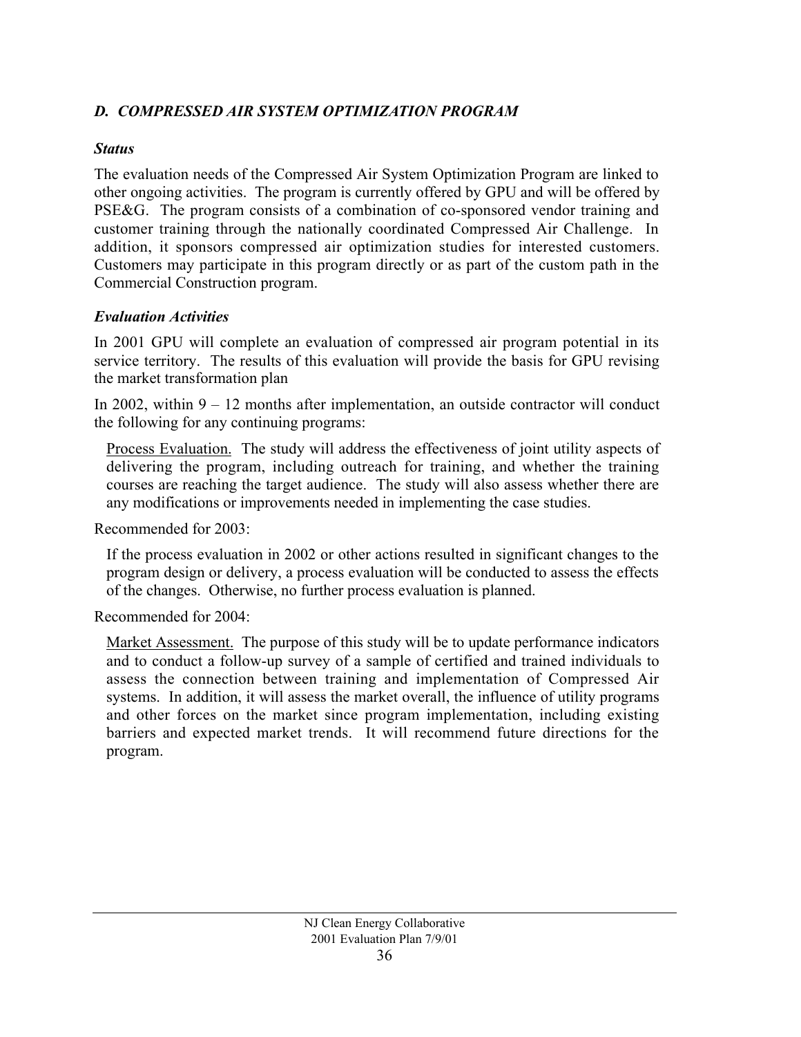## *D. COMPRESSED AIR SYSTEM OPTIMIZATION PROGRAM*

### *Status*

The evaluation needs of the Compressed Air System Optimization Program are linked to other ongoing activities. The program is currently offered by GPU and will be offered by PSE&G. The program consists of a combination of co-sponsored vendor training and customer training through the nationally coordinated Compressed Air Challenge. In addition, it sponsors compressed air optimization studies for interested customers. Customers may participate in this program directly or as part of the custom path in the Commercial Construction program.

### *Evaluation Activities*

In 2001 GPU will complete an evaluation of compressed air program potential in its service territory. The results of this evaluation will provide the basis for GPU revising the market transformation plan

In 2002, within 9 – 12 months after implementation, an outside contractor will conduct the following for any continuing programs:

<u>Process Evaluation.</u> The study will address the effectiveness of joint utility aspects of delivering the program, including outreach for training, and whether the training courses are reaching the target audience. The study will also assess whether there are any modifications or improvements needed in implementing the case studies.

Recommended for 2003:

If the process evaluation in 2002 or other actions resulted in significant changes to the program design or delivery, a process evaluation will be conducted to assess the effects of the changes. Otherwise, no further process evaluation is planned.

Recommended for 2004:

<u>Market Assessment.</u> The purpose of this study will be to update performance indicators and to conduct a follow-up survey of a sample of certified and trained individuals to assess the connection between training and implementation of Compressed Air systems. In addition, it will assess the market overall, the influence of utility programs and other forces on the market since program implementation, including existing barriers and expected market trends. It will recommend future directions for the program.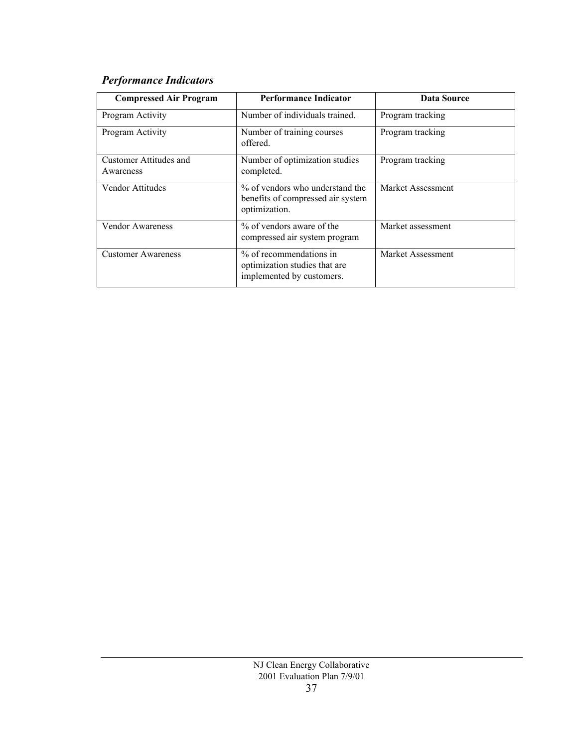### *Performance Indicators*

| Compressed Air Program | Performance Indicator | Data Source |
|---|---|---|
| Program Activity | Number of individuals trained. | Program tracking |
| Program Activity | Number of training courses offered. | Program tracking |
| Customer Attitudes and Awareness | Number of optimization studies completed. | Program tracking |
| Vendor Attitudes | % of vendors who understand the benefits of compressed air system optimization. | Market Assessment |
| Vendor Awareness | % of vendors aware of the compressed air system program | Market assessment |
| Customer Awareness | % of recommendations in optimization studies that are implemented by customers. | Market Assessment |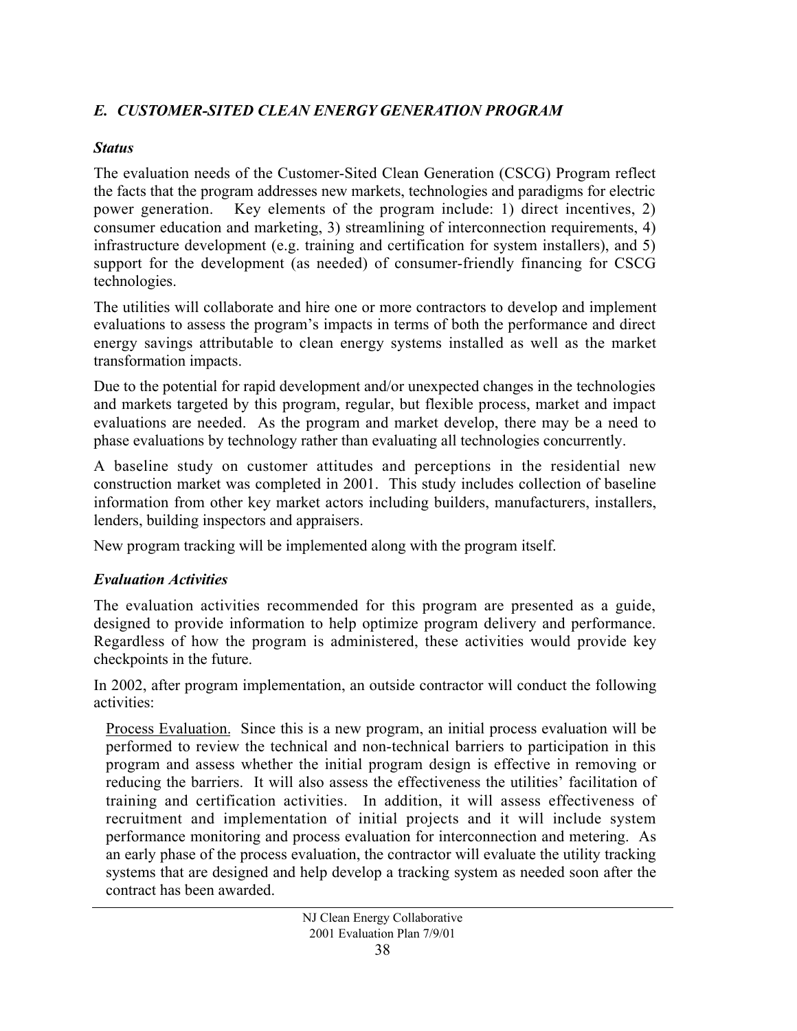## *E. CUSTOMER-SITED CLEAN ENERGY GENERATION PROGRAM*

### *Status*

The evaluation needs of the Customer-Sited Clean Generation (CSCG) Program reflect the facts that the program addresses new markets, technologies and paradigms for electric power generation. Key elements of the program include: 1) direct incentives, 2) consumer education and marketing, 3) streamlining of interconnection requirements, 4) infrastructure development (e.g. training and certification for system installers), and 5) support for the development (as needed) of consumer-friendly financing for CSCG technologies.

The utilities will collaborate and hire one or more contractors to develop and implement evaluations to assess the program's impacts in terms of both the performance and direct energy savings attributable to clean energy systems installed as well as the market transformation impacts.

Due to the potential for rapid development and/or unexpected changes in the technologies and markets targeted by this program, regular, but flexible process, market and impact evaluations are needed. As the program and market develop, there may be a need to phase evaluations by technology rather than evaluating all technologies concurrently.

A baseline study on customer attitudes and perceptions in the residential new construction market was completed in 2001. This study includes collection of baseline information from other key market actors including builders, manufacturers, installers, lenders, building inspectors and appraisers.

New program tracking will be implemented along with the program itself.

### *Evaluation Activities*

The evaluation activities recommended for this program are presented as a guide, designed to provide information to help optimize program delivery and performance. Regardless of how the program is administered, these activities would provide key checkpoints in the future.

In 2002, after program implementation, an outside contractor will conduct the following activities:

Process Evaluation. Since this is a new program, an initial process evaluation will be performed to review the technical and non-technical barriers to participation in this program and assess whether the initial program design is effective in removing or reducing the barriers. It will also assess the effectiveness the utilities' facilitation of training and certification activities. In addition, it will assess effectiveness of recruitment and implementation of initial projects and it will include system performance monitoring and process evaluation for interconnection and metering. As an early phase of the process evaluation, the contractor will evaluate the utility tracking systems that are designed and help develop a tracking system as needed soon after the contract has been awarded.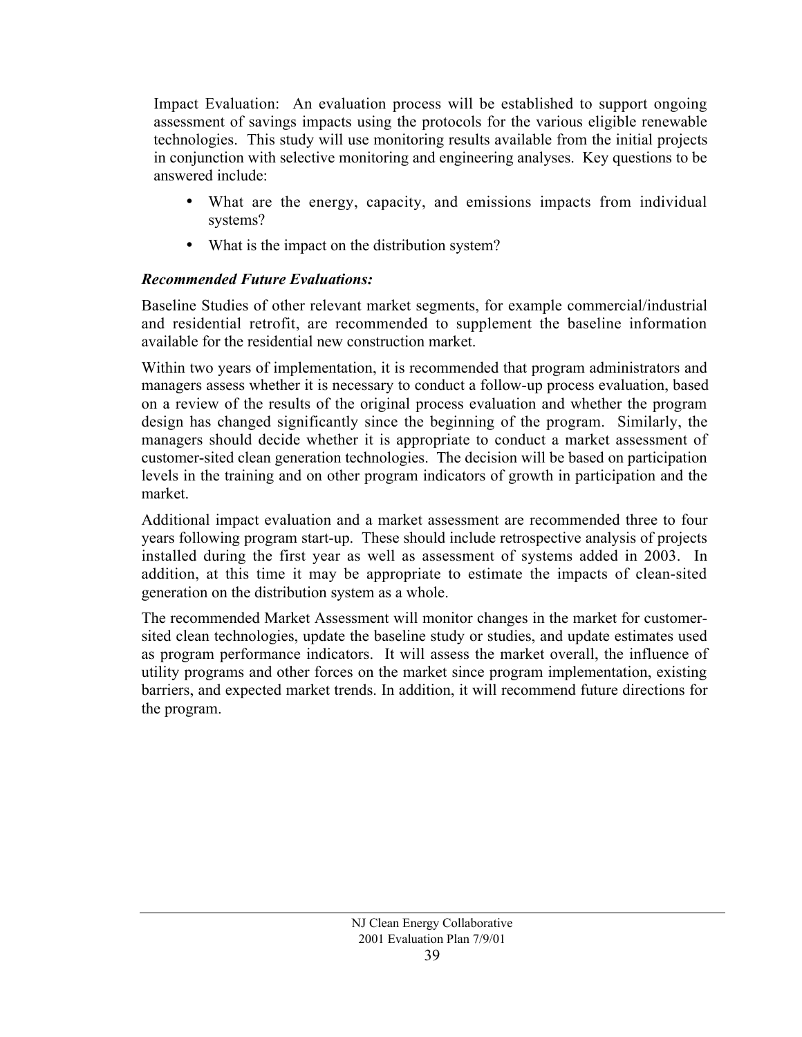Impact Evaluation: An evaluation process will be established to support ongoing assessment of savings impacts using the protocols for the various eligible renewable technologies. This study will use monitoring results available from the initial projects in conjunction with selective monitoring and engineering analyses. Key questions to be answered include:

- What are the energy, capacity, and emissions impacts from individual systems?
- What is the impact on the distribution system?

***Recommended Future Evaluations:***

Baseline Studies of other relevant market segments, for example commercial/industrial and residential retrofit, are recommended to supplement the baseline information available for the residential new construction market.

Within two years of implementation, it is recommended that program administrators and managers assess whether it is necessary to conduct a follow-up process evaluation, based on a review of the results of the original process evaluation and whether the program design has changed significantly since the beginning of the program. Similarly, the managers should decide whether it is appropriate to conduct a market assessment of customer-sited clean generation technologies. The decision will be based on participation levels in the training and on other program indicators of growth in participation and the market.

Additional impact evaluation and a market assessment are recommended three to four years following program start-up. These should include retrospective analysis of projects installed during the first year as well as assessment of systems added in 2003. In addition, at this time it may be appropriate to estimate the impacts of clean-sited generation on the distribution system as a whole.

The recommended Market Assessment will monitor changes in the market for customer-sited clean technologies, update the baseline study or studies, and update estimates used as program performance indicators. It will assess the market overall, the influence of utility programs and other forces on the market since program implementation, existing barriers, and expected market trends. In addition, it will recommend future directions for the program.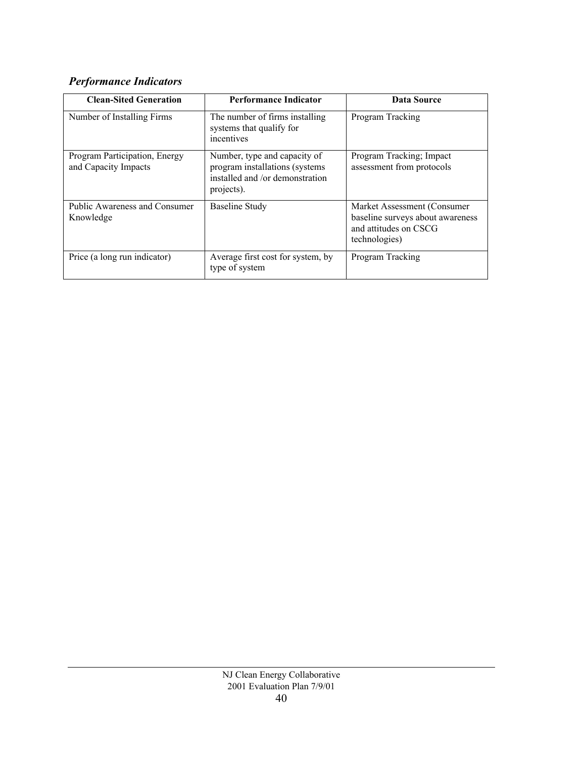### *Performance Indicators*

| Clean-Sited Generation | Performance Indicator | Data Source |
| --- | --- | --- |
| Number of Installing Firms | The number of firms installing systems that qualify for incentives | Program Tracking |
| Program Participation, Energy and Capacity Impacts | Number, type and capacity of program installations (systems installed and /or demonstration projects). | Program Tracking; Impact assessment from protocols |
| Public Awareness and Consumer Knowledge | Baseline Study | Market Assessment (Consumer baseline surveys about awareness and attitudes on CSCG technologies) |
| Price (a long run indicator) | Average first cost for system, by type of system | Program Tracking |